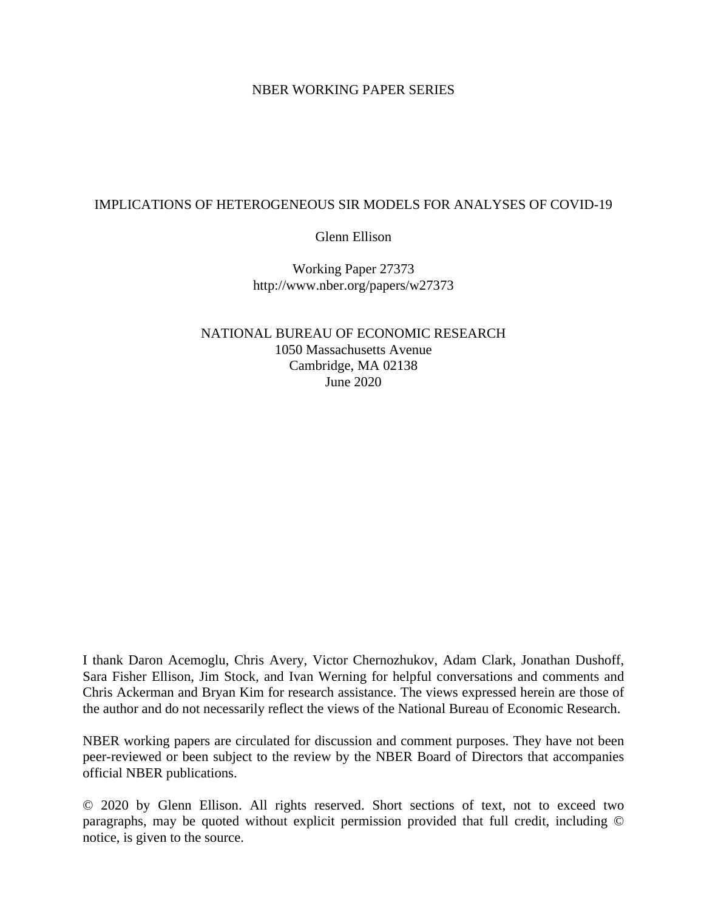NBER WORKING PAPER SERIES

# IMPLICATIONS OF HETEROGENEOUS SIR MODELS FOR ANALYSES OF COVID-19

Glenn Ellison

Working Paper 27373
http://www.nber.org/papers/w27373

NATIONAL BUREAU OF ECONOMIC RESEARCH
1050 Massachusetts Avenue
Cambridge, MA 02138
June 2020

I thank Daron Acemoglu, Chris Avery, Victor Chernozhukov, Adam Clark, Jonathan Dushoff, Sara Fisher Ellison, Jim Stock, and Ivan Werning for helpful conversations and comments and Chris Ackerman and Bryan Kim for research assistance. The views expressed herein are those of the author and do not necessarily reflect the views of the National Bureau of Economic Research.

NBER working papers are circulated for discussion and comment purposes. They have not been peer-reviewed or been subject to the review by the NBER Board of Directors that accompanies official NBER publications.

© 2020 by Glenn Ellison. All rights reserved. Short sections of text, not to exceed two paragraphs, may be quoted without explicit permission provided that full credit, including © notice, is given to the source.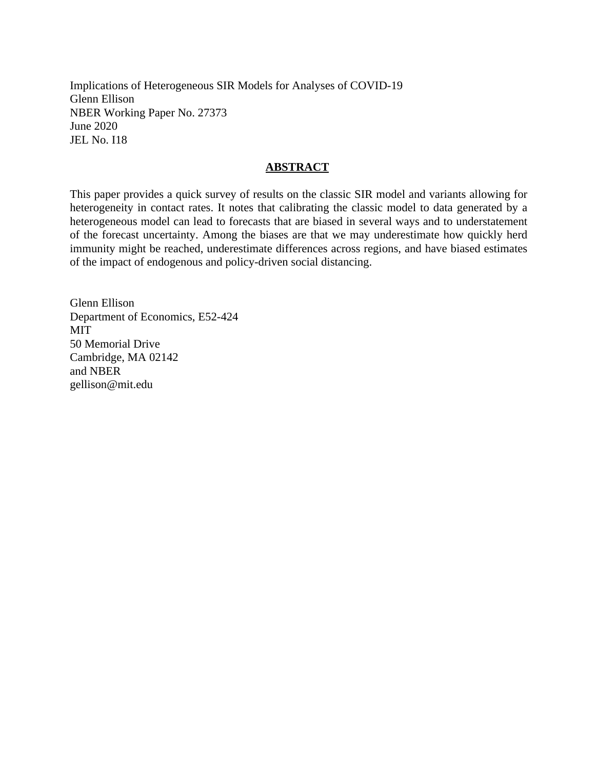Implications of Heterogeneous SIR Models for Analyses of COVID-19
Glenn Ellison
NBER Working Paper No. 27373
June 2020
JEL No. I18

## ABSTRACT

This paper provides a quick survey of results on the classic SIR model and variants allowing for heterogeneity in contact rates. It notes that calibrating the classic model to data generated by a heterogeneous model can lead to forecasts that are biased in several ways and to understatement of the forecast uncertainty. Among the biases are that we may underestimate how quickly herd immunity might be reached, underestimate differences across regions, and have biased estimates of the impact of endogenous and policy-driven social distancing.

Glenn Ellison
Department of Economics, E52-424
MIT
50 Memorial Drive
Cambridge, MA 02142
and NBER
gellison@mit.edu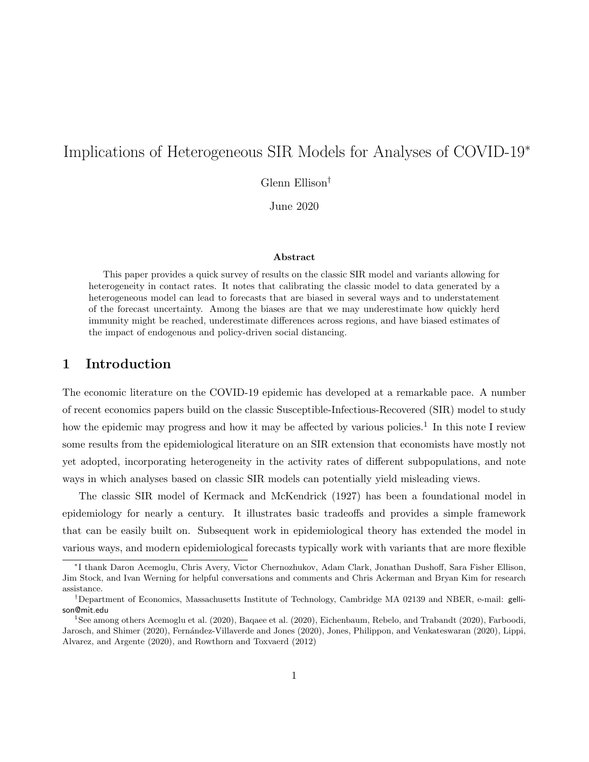# Implications of Heterogeneous SIR Models for Analyses of COVID-19[*]

Glenn Ellison[†]

June 2020

### Abstract

This paper provides a quick survey of results on the classic SIR model and variants allowing for heterogeneity in contact rates. It notes that calibrating the classic model to data generated by a heterogeneous model can lead to forecasts that are biased in several ways and to understatement of the forecast uncertainty. Among the biases are that we may underestimate how quickly herd immunity might be reached, underestimate differences across regions, and have biased estimates of the impact of endogenous and policy-driven social distancing.

## 1 Introduction

The economic literature on the COVID-19 epidemic has developed at a remarkable pace. A number of recent economics papers build on the classic Susceptible-Infectious-Recovered (SIR) model to study how the epidemic may progress and how it may be affected by various policies.[1] In this note I review some results from the epidemiological literature on an SIR extension that economists have mostly not yet adopted, incorporating heterogeneity in the activity rates of different subpopulations, and note ways in which analyses based on classic SIR models can potentially yield misleading views.

The classic SIR model of Kermack and McKendrick (1927) has been a foundational model in epidemiology for nearly a century. It illustrates basic tradeoffs and provides a simple framework that can be easily built on. Subsequent work in epidemiological theory has extended the model in various ways, and modern epidemiological forecasts typically work with variants that are more flexible

[*] I thank Daron Acemoglu, Chris Avery, Victor Chernozhukov, Adam Clark, Jonathan Dushoff, Sara Fisher Ellison, Jim Stock, and Ivan Werning for helpful conversations and comments and Chris Ackerman and Bryan Kim for research assistance.

[†] Department of Economics, Massachusetts Institute of Technology, Cambridge MA 02139 and NBER, e-mail: gellison@mit.edu

[1] See among others Acemoglu et al. (2020), Baqaee et al. (2020), Eichenbaum, Rebelo, and Trabandt (2020), Farboodi, Jarosch, and Shimer (2020), Fernández-Villaverde and Jones (2020), Jones, Philippon, and Venkateswaran (2020), Lippi, Alvarez, and Argente (2020), and Rowthorn and Toxvaerd (2012)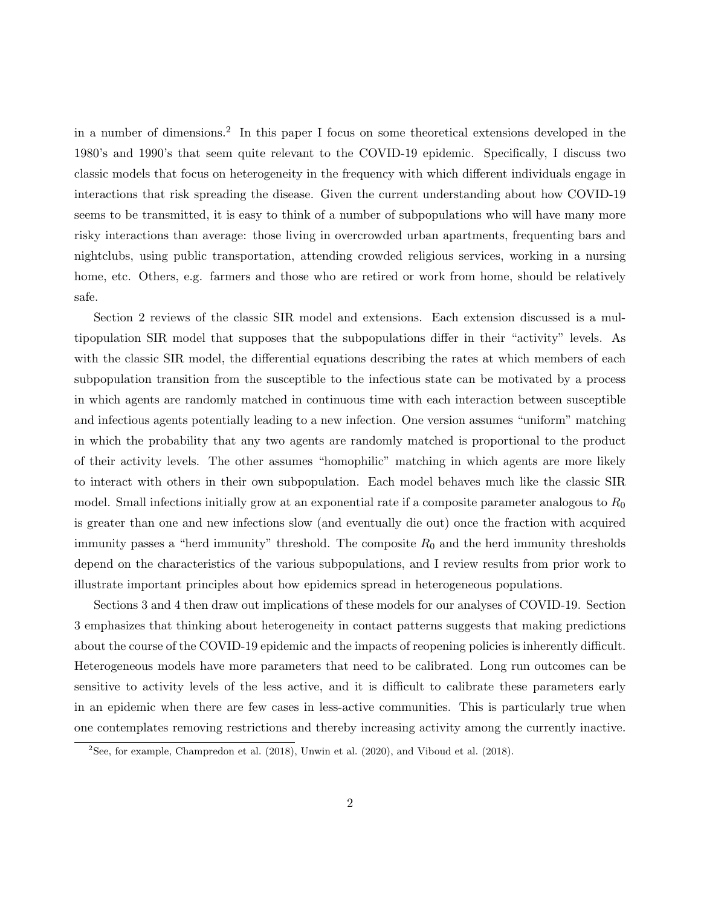in a number of dimensions.[2] In this paper I focus on some theoretical extensions developed in the 1980's and 1990's that seem quite relevant to the COVID-19 epidemic. Specifically, I discuss two classic models that focus on heterogeneity in the frequency with which different individuals engage in interactions that risk spreading the disease. Given the current understanding about how COVID-19 seems to be transmitted, it is easy to think of a number of subpopulations who will have many more risky interactions than average: those living in overcrowded urban apartments, frequenting bars and nightclubs, using public transportation, attending crowded religious services, working in a nursing home, etc. Others, e.g. farmers and those who are retired or work from home, should be relatively safe.

Section 2 reviews of the classic SIR model and extensions. Each extension discussed is a multipopulation SIR model that supposes that the subpopulations differ in their "activity" levels. As with the classic SIR model, the differential equations describing the rates at which members of each subpopulation transition from the susceptible to the infectious state can be motivated by a process in which agents are randomly matched in continuous time with each interaction between susceptible and infectious agents potentially leading to a new infection. One version assumes "uniform" matching in which the probability that any two agents are randomly matched is proportional to the product of their activity levels. The other assumes "homophilic" matching in which agents are more likely to interact with others in their own subpopulation. Each model behaves much like the classic SIR model. Small infections initially grow at an exponential rate if a composite parameter analogous to $R_0$ is greater than one and new infections slow (and eventually die out) once the fraction with acquired immunity passes a "herd immunity" threshold. The composite $R_0$ and the herd immunity thresholds depend on the characteristics of the various subpopulations, and I review results from prior work to illustrate important principles about how epidemics spread in heterogeneous populations.

Sections 3 and 4 then draw out implications of these models for our analyses of COVID-19. Section 3 emphasizes that thinking about heterogeneity in contact patterns suggests that making predictions about the course of the COVID-19 epidemic and the impacts of reopening policies is inherently difficult. Heterogeneous models have more parameters that need to be calibrated. Long run outcomes can be sensitive to activity levels of the less active, and it is difficult to calibrate these parameters early in an epidemic when there are few cases in less-active communities. This is particularly true when one contemplates removing restrictions and thereby increasing activity among the currently inactive.

[2] See, for example, Champredon et al. (2018), Unwin et al. (2020), and Viboud et al. (2018).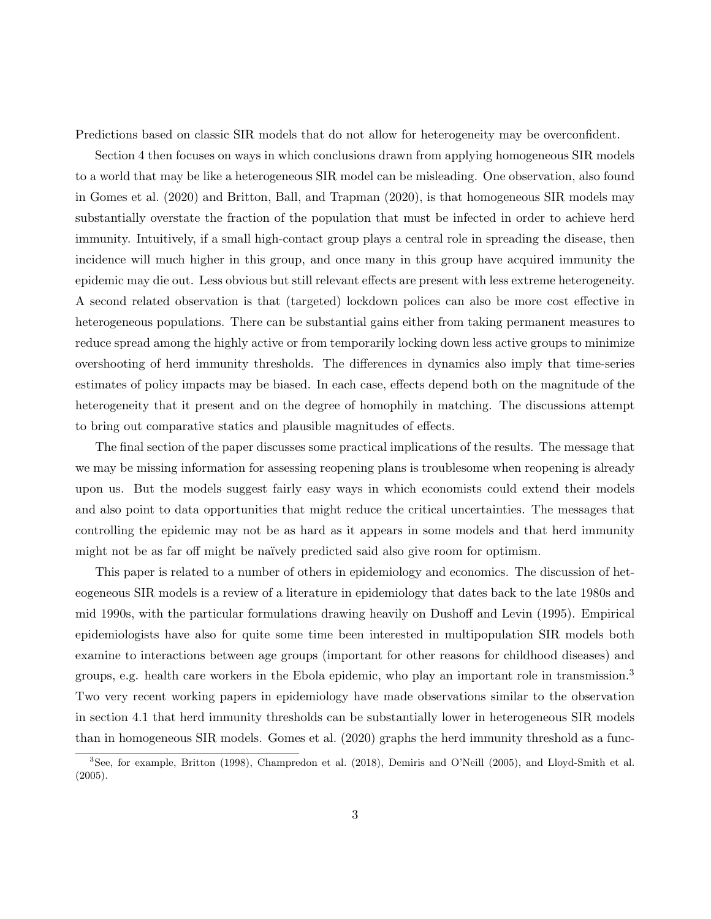Predictions based on classic SIR models that do not allow for heterogeneity may be overconfident.

Section 4 then focuses on ways in which conclusions drawn from applying homogeneous SIR models to a world that may be like a heterogeneous SIR model can be misleading. One observation, also found in Gomes et al. (2020) and Britton, Ball, and Trapman (2020), is that homogeneous SIR models may substantially overstate the fraction of the population that must be infected in order to achieve herd immunity. Intuitively, if a small high-contact group plays a central role in spreading the disease, then incidence will much higher in this group, and once many in this group have acquired immunity the epidemic may die out. Less obvious but still relevant effects are present with less extreme heterogeneity. A second related observation is that (targeted) lockdown polices can also be more cost effective in heterogeneous populations. There can be substantial gains either from taking permanent measures to reduce spread among the highly active or from temporarily locking down less active groups to minimize overshooting of herd immunity thresholds. The differences in dynamics also imply that time-series estimates of policy impacts may be biased. In each case, effects depend both on the magnitude of the heterogeneity that it present and on the degree of homophily in matching. The discussions attempt to bring out comparative statics and plausible magnitudes of effects.

The final section of the paper discusses some practical implications of the results. The message that we may missing information for assessing reopening plans is troublesome when reopening is already upon us. But the models suggest fairly easy ways in which economists could extend their models and also point to data opportunities that might reduce the critical uncertainties. The messages that controlling the epidemic may not be as hard as it appears in some models and that herd immunity might not be as far off might be naïvely predicted said also give room for optimism.

This paper is related to a number of others in epidemiology and economics. The discussion of heteogeneous SIR models is a review of a literature in epidemiology that dates back to the late 1980s and mid 1990s, with the particular formulations drawing heavily on Dushoff and Levin (1995). Empirical epidemiologists have also for quite some time been interested in multipopulation SIR models both examine to interactions between age groups (important for other reasons for childhood diseases) and groups, e.g. health care workers in the Ebola epidemic, who play an important role in transmission.[3] Two very recent working papers in epidemiology have made observations similar to the observation in section 4.1 that herd immunity thresholds can be substantially lower in heterogeneous SIR models than in homogeneous SIR models. Gomes et al. (2020) graphs the herd immunity threshold as a func-

[3]See, for example, Britton (1998), Champredon et al. (2018), Demiris and O'Neill (2005), and Lloyd-Smith et al. (2005).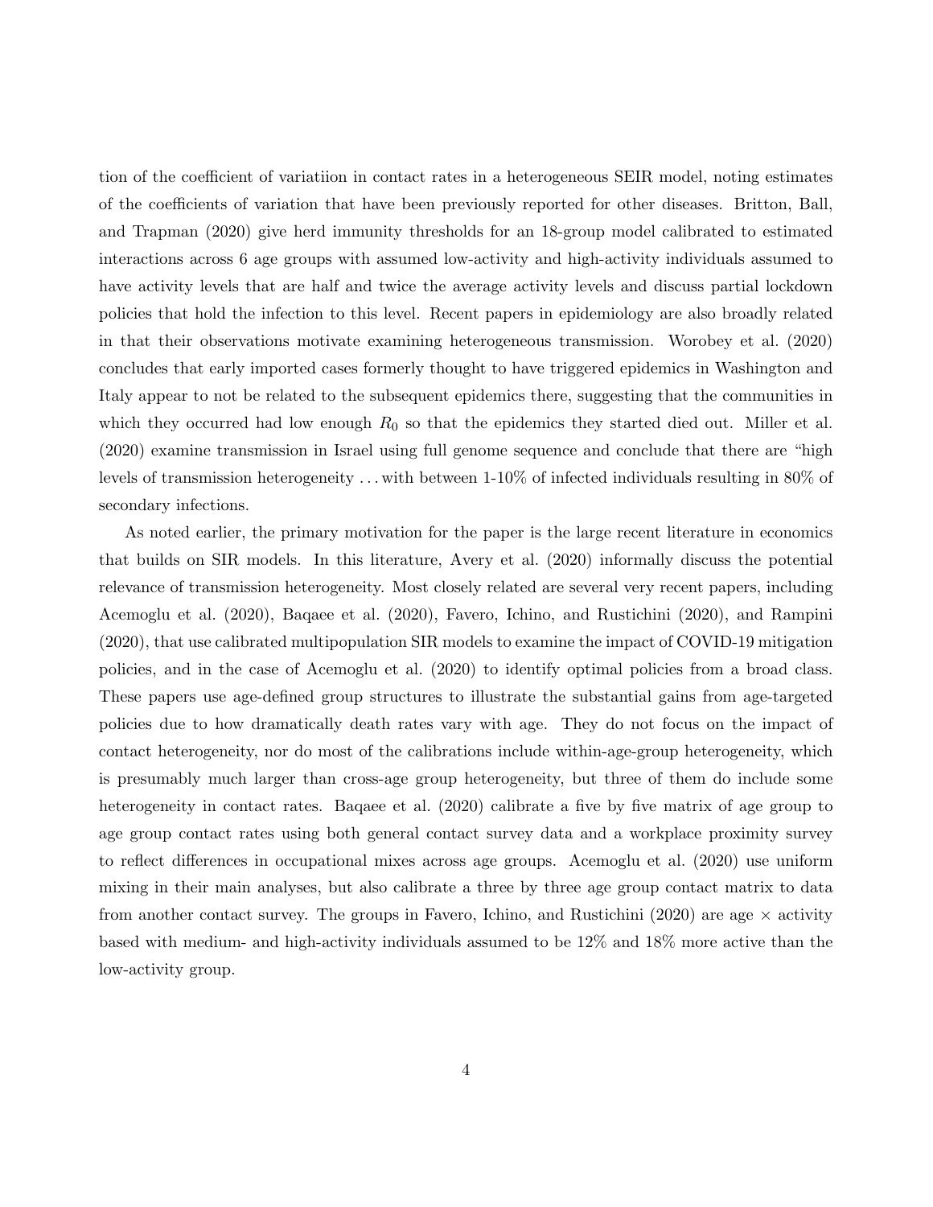tion of the coefficient of variatiion in contact rates in a heterogeneous SEIR model, noting estimates of the coefficients of variation that have been previously reported for other diseases. Britton, Ball, and Trapman (2020) give herd immunity thresholds for an 18-group model calibrated to estimated interactions across 6 age groups with assumed low-activity and high-activity individuals assumed to have activity levels that are half and twice the average activity levels and discuss partial lockdown policies that hold the infection to this level. Recent papers in epidemiology are also broadly related in that their observations motivate examining heterogeneous transmission. Worobey et al. (2020) concludes that early imported cases formerly thought to have triggered epidemics in Washington and Italy appear to not be related to the subsequent epidemics there, suggesting that the communities in which they occurred had low enough $R_0$ so that the epidemics they started died out. Miller et al. (2020) examine transmission in Israel using full genome sequence and conclude that there are "high levels of transmission heterogeneity ... with between 1-10% of infected individuals resulting in 80% of secondary infections.

As noted earlier, the primary motivation for the paper is the large recent literature in economics that builds on SIR models. In this literature, Avery et al. (2020) informally discuss the potential relevance of transmission heterogeneity. Most closely related are several very recent papers, including Acemoglu et al. (2020), Baqaee et al. (2020), Favero, Ichino, and Rustichini (2020), and Rampini (2020), that use calibrated multipopulation SIR models to examine the impact of COVID-19 mitigation policies, and in the case of Acemoglu et al. (2020) to identify optimal policies from a broad class. These papers use age-defined group structures to illustrate the substantial gains from age-targeted policies due to how dramatically death rates vary with age. They do not focus on the impact of contact heterogeneity, nor do most of the calibrations include within-age-group heterogeneity, which is presumably much larger than cross-age group heterogeneity, but three of them do include some heterogeneity in contact rates. Baqaee et al. (2020) calibrate a five by five matrix of age group to age group contact rates using both general contact survey data and a workplace proximity survey to reflect differences in occupational mixes across age groups. Acemoglu et al. (2020) use uniform mixing in their main analyses, but also calibrate a three by three age group contact matrix to data from another contact survey. The groups in Favero, Ichino, and Rustichini (2020) are age $\times$ activity based with medium- and high-activity individuals assumed to be 12% and 18% more active than the low-activity group.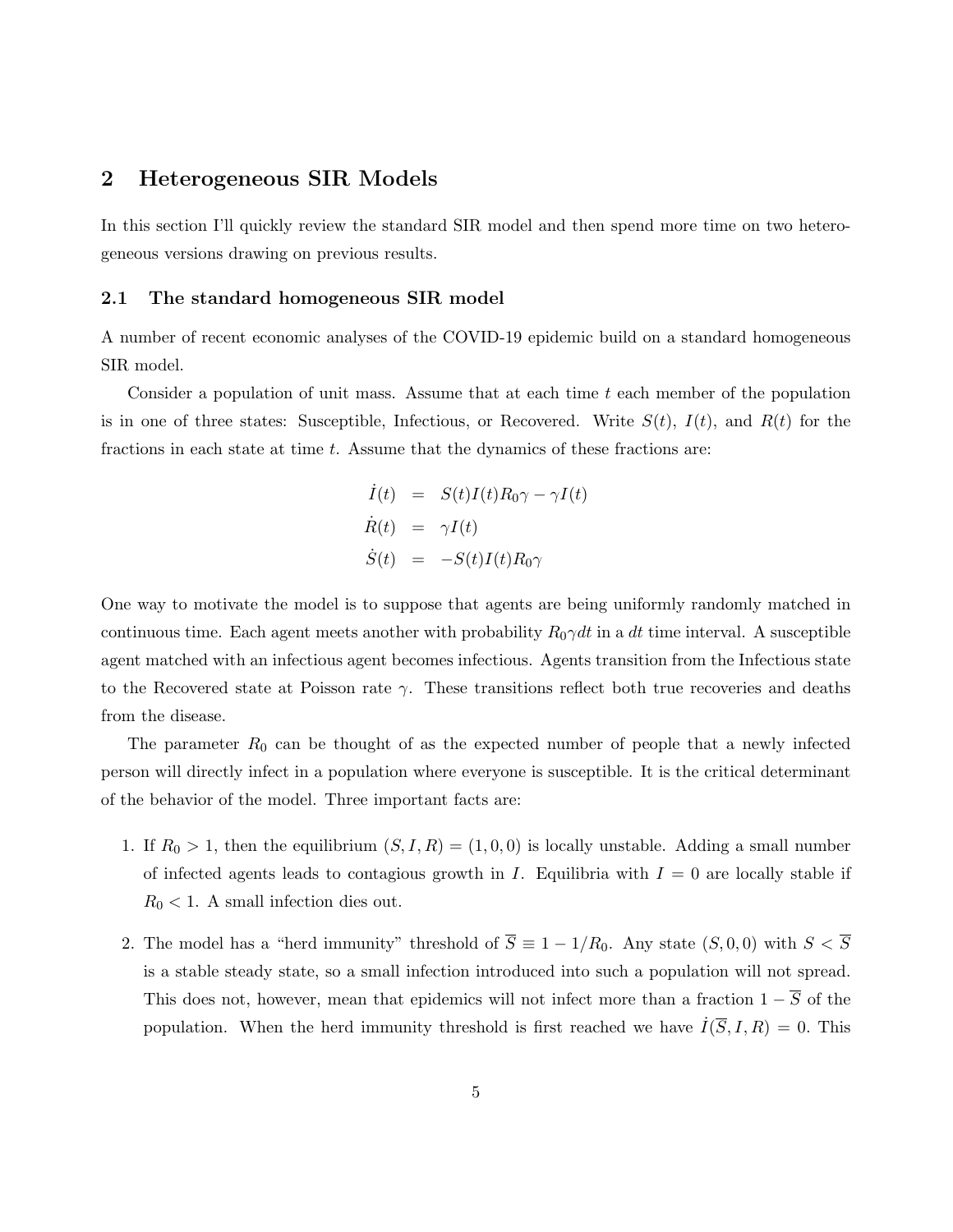## 2 Heterogeneous SIR Models

In this section I'll quickly review the standard SIR model and then spend more time on two heterogeneous versions drawing on previous results.

### 2.1 The standard homogeneous SIR model

A number of recent economic analyses of the COVID-19 epidemic build on a standard homogeneous SIR model.

Consider a population of unit mass. Assume that at each time $t$ each member of the population is in one of three states: Susceptible, Infectious, or Recovered. Write $S(t)$, $I(t)$, and $R(t)$ for the fractions in each state at time $t$. Assume that the dynamics of these fractions are:

$$
\begin{aligned}
\dot{I}(t) &= S(t)I(t)R_0\gamma - \gamma I(t) \\
\dot{R}(t) &= \gamma I(t) \\
\dot{S}(t) &= -S(t)I(t)R_0\gamma
\end{aligned}
$$

One way to motivate the model is to suppose that agents are being uniformly randomly matched in continuous time. Each agent meets another with probability $R_0\gamma dt$ in a $dt$ time interval. A susceptible agent matched with an infectious agent becomes infectious. Agents transition from the Infectious state to the Recovered state at Poisson rate $\gamma$. These transitions reflect both true recoveries and deaths from the disease.

The parameter $R_0$ can be thought of as the expected number of people that a newly infected person will directly infect in a population where everyone is susceptible. It is the critical determinant of the behavior of the model. Three important facts are:

1. If $R_0 > 1$, then the equilibrium $(S, I, R) = (1, 0, 0)$ is locally unstable. Adding a small number of infected agents leads to contagious growth in $I$. Equilibria with $I = 0$ are locally stable if $R_0 < 1$. A small infection dies out.

2. The model has a "herd immunity" threshold of $\overline{S} \equiv 1 - 1/R_0$. Any state $(S, 0, 0)$ with $S < \overline{S}$ is a stable steady state, so a small infection introduced into such a population will not spread. This does not, however, mean that epidemics will not infect more than a fraction $1 - \overline{S}$ of the population. When the herd immunity threshold is first reached we have $\dot{I}(\overline{S}, I, R) = 0$. This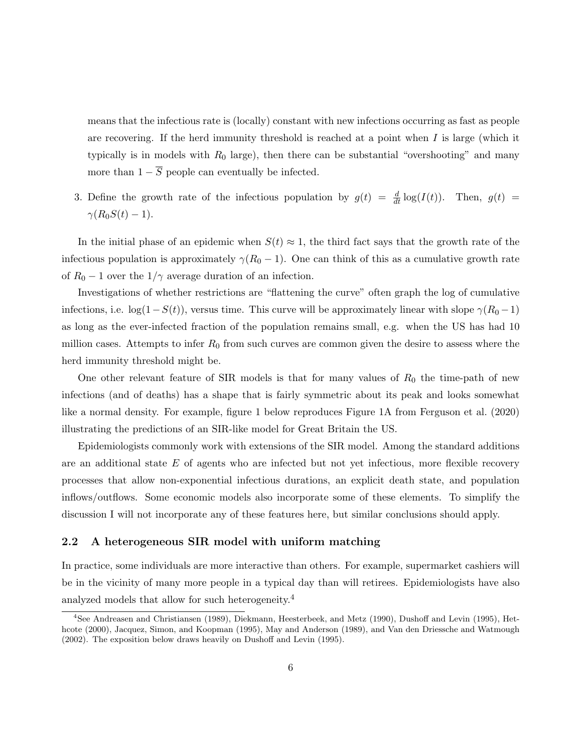means that the infectious rate is (locally) constant with new infections occurring as fast as people are recovering. If the herd immunity threshold is reached at a point when $I$ is large (which it typically is in models with $R_0$ large), then there can be substantial "overshooting" and many more than $1 - \overline{S}$ people can eventually be infected.

3. Define the growth rate of the infectious population by $g(t) = \frac{d}{dt}\log(I(t))$. Then, $g(t) = \gamma(R_0 S(t) - 1)$.

In the initial phase of an epidemic when $S(t) \approx 1$, the third fact says that the growth rate of the infectious population is approximately $\gamma(R_0 - 1)$. One can think of this as a cumulative growth rate of $R_0 - 1$ over the $1/\gamma$ average duration of an infection.

Investigations of whether restrictions are "flattening the curve" often graph the log of cumulative infections, i.e. $\log(1 - S(t))$, versus time. This curve will be approximately linear with slope $\gamma(R_0 - 1)$ as long as the ever-infected fraction of the population remains small, e.g. when the US has had 10 million cases. Attempts to infer $R_0$ from such curves are common given the desire to assess where the herd immunity threshold might be.

One other relevant feature of SIR models is that for many values of $R_0$ the time-path of new infections (and of deaths) has a shape that is fairly symmetric about its peak and looks somewhat like a normal density. For example, figure 1 below reproduces Figure 1A from Ferguson et al. (2020) illustrating the predictions of an SIR-like model for Great Britain the US.

Epidemiologists commonly work with extensions of the SIR model. Among the standard additions are an additional state $E$ of agents who are infected but not yet infectious, more flexible recovery processes that allow non-exponential infectious durations, an explicit death state, and population inflows/outflows. Some economic models also incorporate some of these elements. To simplify the discussion I will not incorporate any of these features here, but similar conclusions should apply.

### 2.2 A heterogeneous SIR model with uniform matching

In practice, some individuals are more interactive than others. For example, supermarket cashiers will be in the vicinity of many more people in a typical day than will retirees. Epidemiologists have also analyzed models that allow for such heterogeneity.[4]

[4] See Andreasen and Christiansen (1989), Diekmann, Heesterbeek, and Metz (1990), Dushoff and Levin (1995), Hethcote (2000), Jacquez, Simon, and Koopman (1995), May and Anderson (1989), and Van den Driessche and Watmough (2002). The exposition below draws heavily on Dushoff and Levin (1995).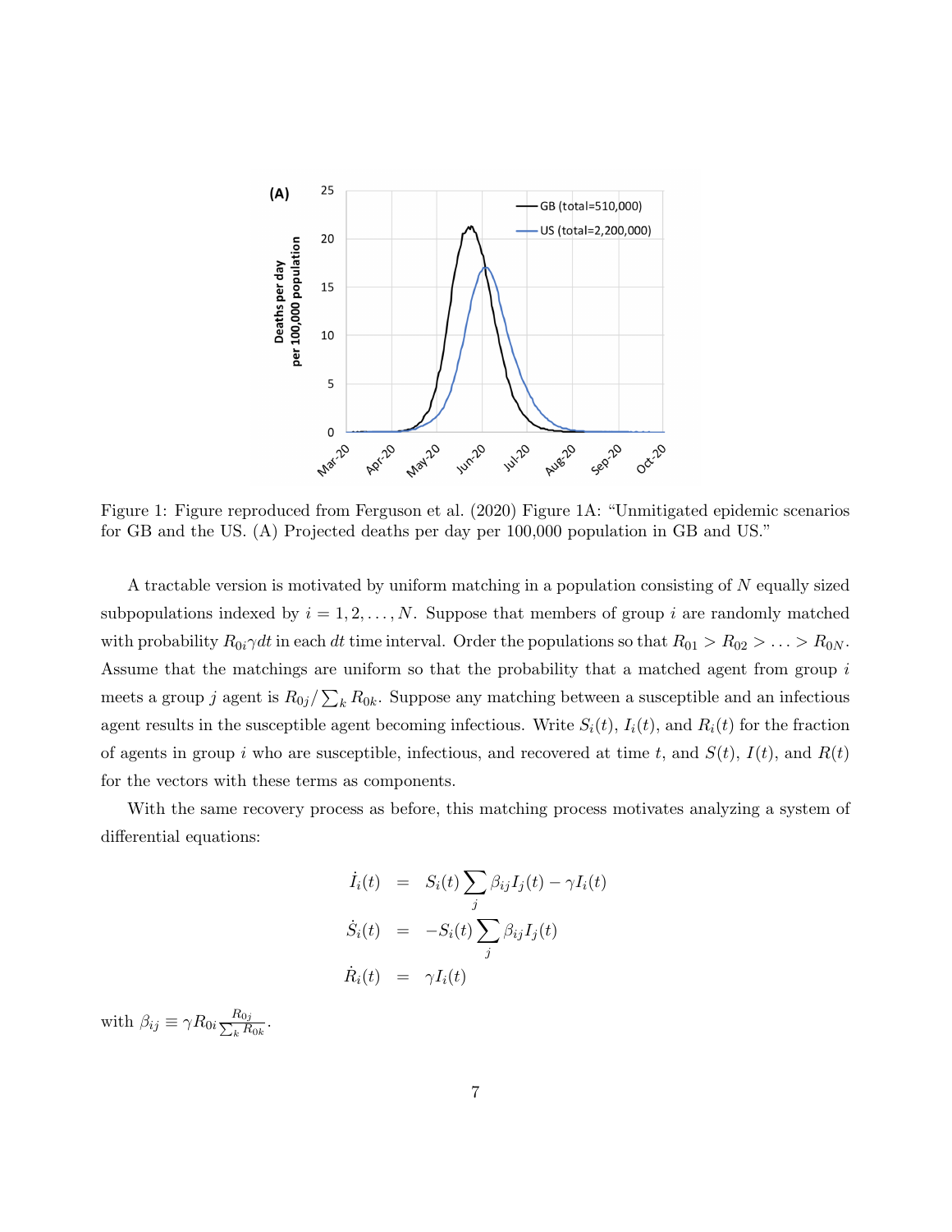Figure 1: Figure reproduced from Ferguson et al. (2020) Figure 1A: "Unmitigated epidemic scenarios for GB and the US. (A) Projected deaths per day per 100,000 population in GB and US."

A tractable version is motivated by uniform matching in a population consisting of $N$ equally sized subpopulations indexed by $i = 1, 2, \ldots, N$. Suppose that members of group $i$ are randomly matched with probability $R_{0i}\gamma dt$ in each $dt$ time interval. Order the populations so that $R_{01} > R_{02} > \ldots > R_{0N}$. Assume that the matchings are uniform so that the probability that a matched agent from group $i$ meets a group $j$ agent is $R_{0j}/\sum_k R_{0k}$. Suppose any matching between a susceptible and an infectious agent results in the susceptible agent becoming infectious. Write $S_i(t)$, $I_i(t)$, and $R_i(t)$ for the fraction of agents in group $i$ who are susceptible, infectious, and recovered at time $t$, and $S(t)$, $I(t)$, and $R(t)$ for the vectors with these terms as components.

With the same recovery process as before, this matching process motivates analyzing a system of differential equations:

$$
\begin{aligned}
\dot{I}_i(t) &= S_i(t)\sum_j \beta_{ij} I_j(t) - \gamma I_i(t) \\
\dot{S}_i(t) &= -S_i(t)\sum_j \beta_{ij} I_j(t) \\
\dot{R}_i(t) &= \gamma I_i(t)
\end{aligned}
$$

with $\beta_{ij} \equiv \gamma R_{0i} \frac{R_{0j}}{\sum_k R_{0k}}$.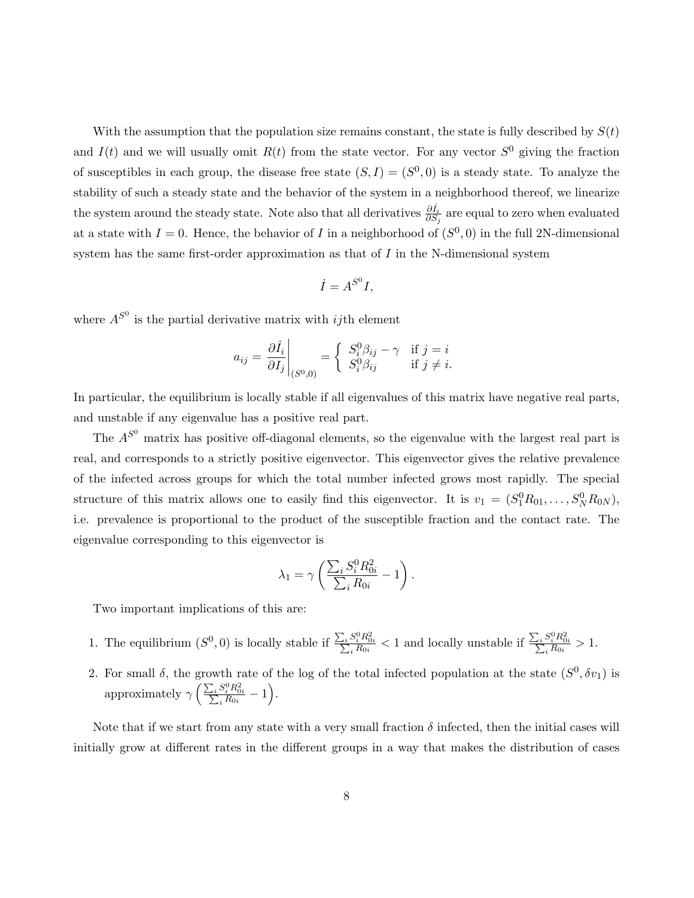With the assumption that the population size remains constant, the state is fully described by $S(t)$ and $I(t)$ and we will usually omit $R(t)$ from the state vector. For any vector $S^0$ giving the fraction of susceptibles in each group, the disease free state $(S, I) = (S^0, 0)$ is a steady state. To analyze the stability of such a steady state and the behavior of the system in a neighborhood thereof, we linearize the system around the steady state. Note also that all derivatives $\frac{\partial \dot{I}_i}{\partial S_j}$ are equal to zero when evaluated at a state with $I = 0$. Hence, the behavior of $I$ in a neighborhood of $(S^0, 0)$ in the full 2N-dimensional system has the same first-order approximation as that of $I$ in the N-dimensional system

$$\dot{I} = A^{S^0} I,$$

where $A^{S^0}$ is the partial derivative matrix with $ij$th element

$$a_{ij} = \left. \frac{\partial \dot{I}_i}{\partial I_j} \right|_{(S^0,0)} = \begin{cases} S_i^0 \beta_{ij} - \gamma & \text{if } j = i \\ S_i^0 \beta_{ij} & \text{if } j \neq i. \end{cases}$$

In particular, the equilibrium is locally stable if all eigenvalues of this matrix have negative real parts, and unstable if any eigenvalue has a positive real part.

The $A^{S^0}$ matrix has positive off-diagonal elements, so the eigenvalue with the largest real part is real, and corresponds to a strictly positive eigenvector. This eigenvector gives the relative prevalence of the infected across groups for which the total number infected grows most rapidly. The special structure of this matrix allows one to easily find this eigenvector. It is $v_1 = (S_1^0 R_{01}, \ldots, S_N^0 R_{0N})$, i.e. prevalence is proportional to the product of the susceptible fraction and the contact rate. The eigenvalue corresponding to this eigenvector is

$$\lambda_1 = \gamma \left( \frac{\sum_i S_i^0 R_{0i}^2}{\sum_i R_{0i}} - 1 \right).$$

Two important implications of this are:

1. The equilibrium $(S^0, 0)$ is locally stable if $\frac{\sum_i S_i^0 R_{0i}^2}{\sum_i R_{0i}} < 1$ and locally unstable if $\frac{\sum_i S_i^0 R_{0i}^2}{\sum_i R_{0i}} > 1$.
2. For small $\delta$, the growth rate of the log of the total infected population at the state $(S^0, \delta v_1)$ is approximately $\gamma \left( \frac{\sum_i S_i^0 R_{0i}^2}{\sum_i R_{0i}} - 1 \right)$.

Note that if we start from any state with a very small fraction $\delta$ infected, then the initial cases will initially grow at different rates in the different groups in a way that makes the distribution of cases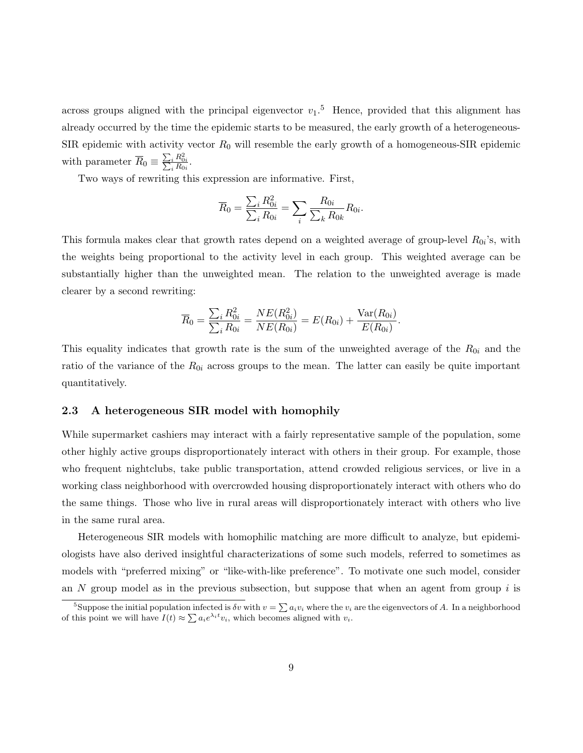across groups aligned with the principal eigenvector $v_1$.[5] Hence, provided that this alignment has already occurred by the time the epidemic starts to be measured, the early growth of a heterogeneous-SIR epidemic with activity vector $R_0$ will resemble the early growth of a homogeneous-SIR epidemic with parameter $\overline{R}_0 \equiv \frac{\sum_i R_{0i}^2}{\sum_i R_{0i}}$.

Two ways of rewriting this expression are informative. First,

$$\overline{R}_0 = \frac{\sum_i R_{0i}^2}{\sum_i R_{0i}} = \sum_i \frac{R_{0i}}{\sum_k R_{0k}} R_{0i}.$$

This formula makes clear that growth rates depend on a weighted average of group-level $R_{0i}$'s, with the weights being proportional to the activity level in each group. This weighted average can be substantially higher than the unweighted mean. The relation to the unweighted average is made clearer by a second rewriting:

$$\overline{R}_0 = \frac{\sum_i R_{0i}^2}{\sum_i R_{0i}} = \frac{NE(R_{0i}^2)}{NE(R_{0i})} = E(R_{0i}) + \frac{\text{Var}(R_{0i})}{E(R_{0i})}.$$

This equality indicates that growth rate is the sum of the unweighted average of the $R_{0i}$ and the ratio of the variance of the $R_{0i}$ across groups to the mean. The latter can easily be quite important quantitatively.

### 2.3 A heterogeneous SIR model with homophily

While supermarket cashiers may interact with a fairly representative sample of the population, some other highly active groups disproportionately interact with others in their group. For example, those who frequent nightclubs, take public transportation, attend crowded religious services, or live in a working class neighborhood with overcrowded housing disproportionately interact with others who do the same things. Those who live in rural areas will disproportionately interact with others who live in the same rural area.

Heterogeneous SIR models with homophilic matching are more difficult to analyze, but epidemiologists have also derived insightful characterizations of some such models, referred to sometimes as models with "preferred mixing" or "like-with-like preference". To motivate one such model, consider an $N$ group model as in the previous subsection, but suppose that when an agent from group $i$ is

[5] Suppose the initial population infected is $\delta v$ with $v = \sum a_i v_i$ where the $v_i$ are the eigenvectors of $A$. In a neighborhood of this point we will have $I(t) \approx \sum a_i e^{\lambda_i t} v_i$, which becomes aligned with $v_i$.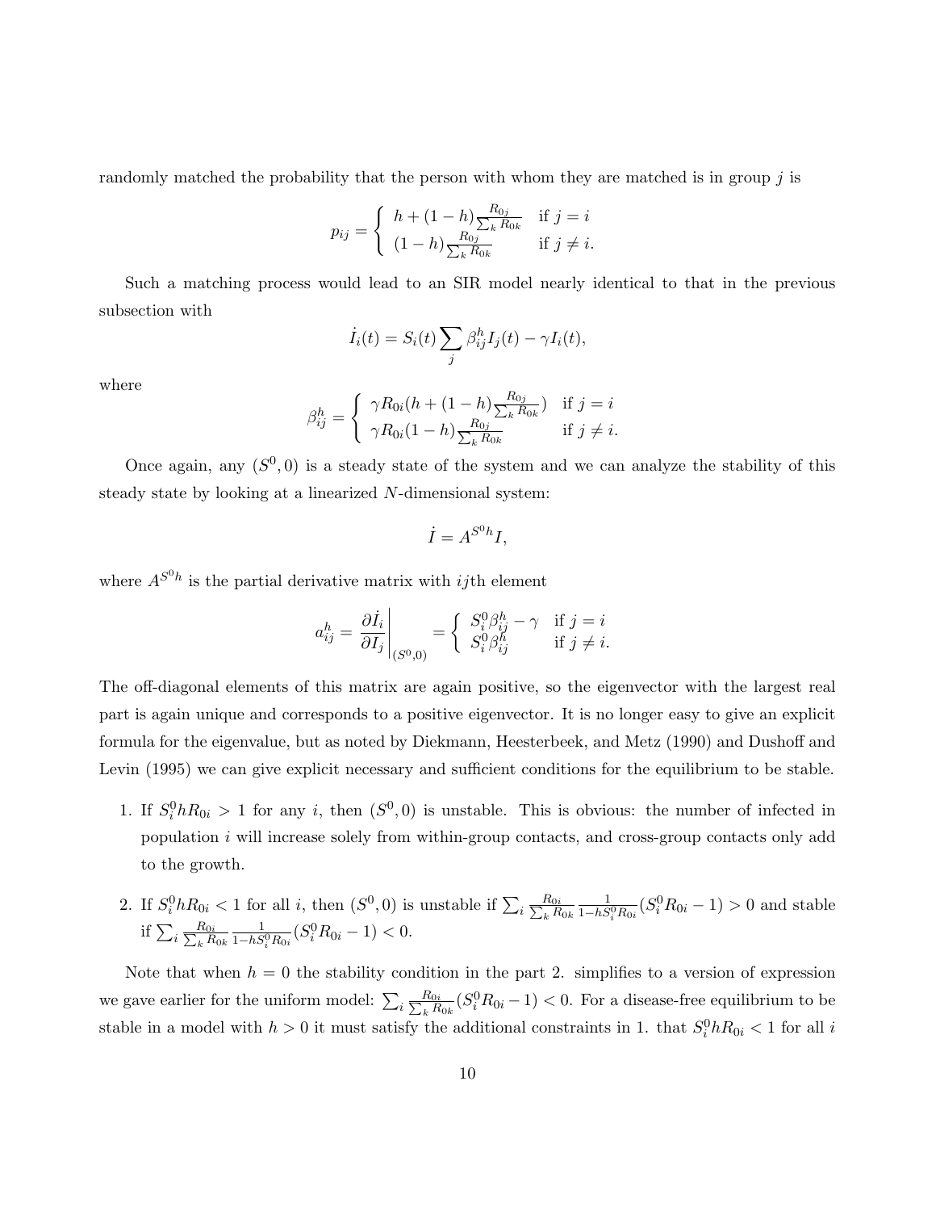randomly matched the probability that the person with whom they are matched is in group $j$ is

$$p_{ij} = \begin{cases} h + (1-h)\frac{R_{0j}}{\sum_k R_{0k}} & \text{if } j = i \\ (1-h)\frac{R_{0j}}{\sum_k R_{0k}} & \text{if } j \neq i. \end{cases}$$

Such a matching process would lead to an SIR model nearly identical to that in the previous subsection with

$$\dot{I}_i(t) = S_i(t)\sum_j \beta_{ij}^h I_j(t) - \gamma I_i(t),$$

where

$$\beta_{ij}^h = \begin{cases} \gamma R_{0i}(h + (1-h)\frac{R_{0j}}{\sum_k R_{0k}}) & \text{if } j = i \\ \gamma R_{0i}(1-h)\frac{R_{0j}}{\sum_k R_{0k}} & \text{if } j \neq i. \end{cases}$$

Once again, any $(S^0, 0)$ is a steady state of the system and we can analyze the stability of this steady state by looking at a linearized $N$-dimensional system:

$$\dot{I} = A^{S^0 h} I,$$

where $A^{S^0 h}$ is the partial derivative matrix with $ij$th element

$$a_{ij}^h = \left.\frac{\partial \dot{I}_i}{\partial I_j}\right|_{(S^0,0)} = \begin{cases} S_i^0 \beta_{ij}^h - \gamma & \text{if } j = i \\ S_i^0 \beta_{ij}^h & \text{if } j \neq i. \end{cases}$$

The off-diagonal elements of this matrix are again positive, so the eigenvector with the largest real part is again unique and corresponds to a positive eigenvector. It is no longer easy to give an explicit formula for the eigenvalue, but as noted by Diekmann, Heesterbeek, and Metz (1990) and Dushoff and Levin (1995) we can give explicit necessary and sufficient conditions for the equilibrium to be stable.

1. If $S_i^0 h R_{0i} > 1$ for any $i$, then $(S^0, 0)$ is unstable. This is obvious: the number of infected in population $i$ will increase solely from within-group contacts, and cross-group contacts only add to the growth.

2. If $S_i^0 h R_{0i} < 1$ for all $i$, then $(S^0, 0)$ is unstable if $\sum_i \frac{R_{0i}}{\sum_k R_{0k}} \frac{1}{1 - hS_i^0 R_{0i}}(S_i^0 R_{0i} - 1) > 0$ and stable if $\sum_i \frac{R_{0i}}{\sum_k R_{0k}} \frac{1}{1 - hS_i^0 R_{0i}}(S_i^0 R_{0i} - 1) < 0$.

Note that when $h = 0$ the stability condition in the part 2. simplifies to a version of expression we gave earlier for the uniform model: $\sum_i \frac{R_{0i}}{\sum_k R_{0k}}(S_i^0 R_{0i} - 1) < 0$. For a disease-free equilibrium to be stable in a model with $h > 0$ it must satisfy the additional constraints in 1. that $S_i^0 h R_{0i} < 1$ for all $i$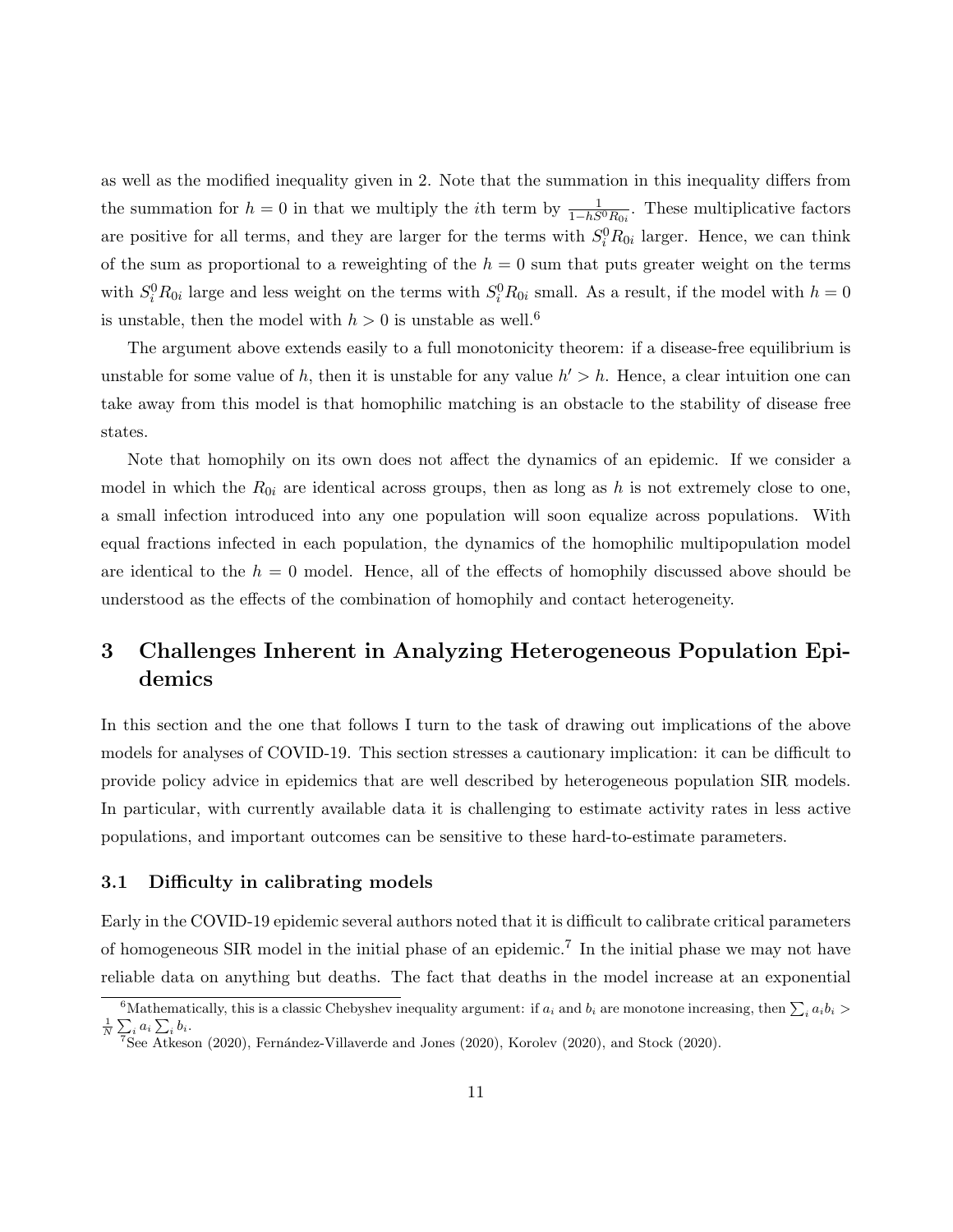as well as the modified inequality given in 2. Note that the summation in this inequality differs from the summation for $h = 0$ in that we multiply the $i$th term by $\frac{1}{1-hS^0R_{0i}}$. These multiplicative factors are positive for all terms, and they are larger for the terms with $S_i^0 R_{0i}$ larger. Hence, we can think of the sum as proportional to a reweighting of the $h = 0$ sum that puts greater weight on the terms with $S_i^0 R_{0i}$ large and less weight on the terms with $S_i^0 R_{0i}$ small. As a result, if the model with $h = 0$ is unstable, then the model with $h > 0$ is unstable as well.[6]

The argument above extends easily to a full monotonicity theorem: if a disease-free equilibrium is unstable for some value of $h$, then it is unstable for any value $h' > h$. Hence, a clear intuition one can take away from this model is that homophilic matching is an obstacle to the stability of disease free states.

Note that homophily on its own does not affect the dynamics of an epidemic. If we consider a model in which the $R_{0i}$ are identical across groups, then as long as $h$ is not extremely close to one, a small infection introduced into any one population will soon equalize across populations. With equal fractions infected in each population, the dynamics of the homophilic multipopulation model are identical to the $h = 0$ model. Hence, all of the effects of homophily discussed above should be understood as the effects of the combination of homophily and contact heterogeneity.

## 3 Challenges Inherent in Analyzing Heterogeneous Population Epidemics

In this section and the one that follows I turn to the task of drawing out implications of the above models for analyses of COVID-19. This section stresses a cautionary implication: it can be difficult to provide policy advice in epidemics that are well described by heterogeneous population SIR models. In particular, with currently available data it is challenging to estimate activity rates in less active populations, and important outcomes can be sensitive to these hard-to-estimate parameters.

### 3.1 Difficulty in calibrating models

Early in the COVID-19 epidemic several authors noted that it is difficult to calibrate critical parameters of homogeneous SIR model in the initial phase of an epidemic.[7] In the initial phase we may not have reliable data on anything but deaths. The fact that deaths in the model increase at an exponential

[6] Mathematically, this is a classic Chebyshev inequality argument: if $a_i$ and $b_i$ are monotone increasing, then $\sum_i a_i b_i > \frac{1}{N} \sum_i a_i \sum_i b_i$.

[7] See Atkeson (2020), Fernández-Villaverde and Jones (2020), Korolev (2020), and Stock (2020).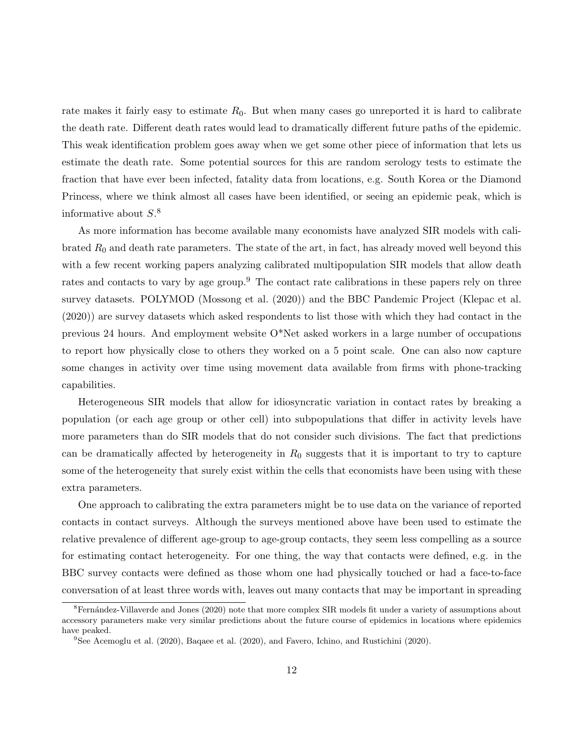rate makes it fairly easy to estimate $R_0$. But when many cases go unreported it is hard to calibrate the death rate. Different death rates would lead to dramatically different future paths of the epidemic. This weak identification problem goes away when we get some other piece of information that lets us estimate the death rate. Some potential sources for this are random serology tests to estimate the fraction that have ever been infected, fatality data from locations, e.g. South Korea or the Diamond Princess, where we think almost all cases have been identified, or seeing an epidemic peak, which is informative about $S$.[8]

As more information has become available many economists have analyzed SIR models with calibrated $R_0$ and death rate parameters. The state of the art, in fact, has already moved well beyond this with a few recent working papers analyzing calibrated multipopulation SIR models that allow death rates and contacts to vary by age group.[9] The contact rate calibrations in these papers rely on three survey datasets. POLYMOD (Mossong et al. (2020)) and the BBC Pandemic Project (Klepac et al. (2020)) are survey datasets which asked respondents to list those with which they had contact in the previous 24 hours. And employment website O*Net asked workers in a large number of occupations to report how physically close to others they worked on a 5 point scale. One can also now capture some changes in activity over time using movement data available from firms with phone-tracking capabilities.

Heterogeneous SIR models that allow for idiosyncratic variation in contact rates by breaking a population (or each age group or other cell) into subpopulations that differ in activity levels have more parameters than do SIR models that do not consider such divisions. The fact that predictions can be dramatically affected by heterogeneity in $R_0$ suggests that it is important to try to capture some of the heterogeneity that surely exist within the cells that economists have been using with these extra parameters.

One approach to calibrating the extra parameters might be to use data on the variance of reported contacts in contact surveys. Although the surveys mentioned above have been used to estimate the relative prevalence of different age-group to age-group contacts, they seem less compelling as a source for estimating contact heterogeneity. For one thing, the way that contacts were defined, e.g. in the BBC survey contacts were defined as those whom one had physically touched or had a face-to-face conversation of at least three words with, leaves out many contacts that may be important in spreading

[8] Fernández-Villaverde and Jones (2020) note that more complex SIR models fit under a variety of assumptions about accessory parameters make very similar predictions about the future course of epidemics in locations where epidemics have peaked.

[9] See Acemoglu et al. (2020), Baqaee et al. (2020), and Favero, Ichino, and Rustichini (2020).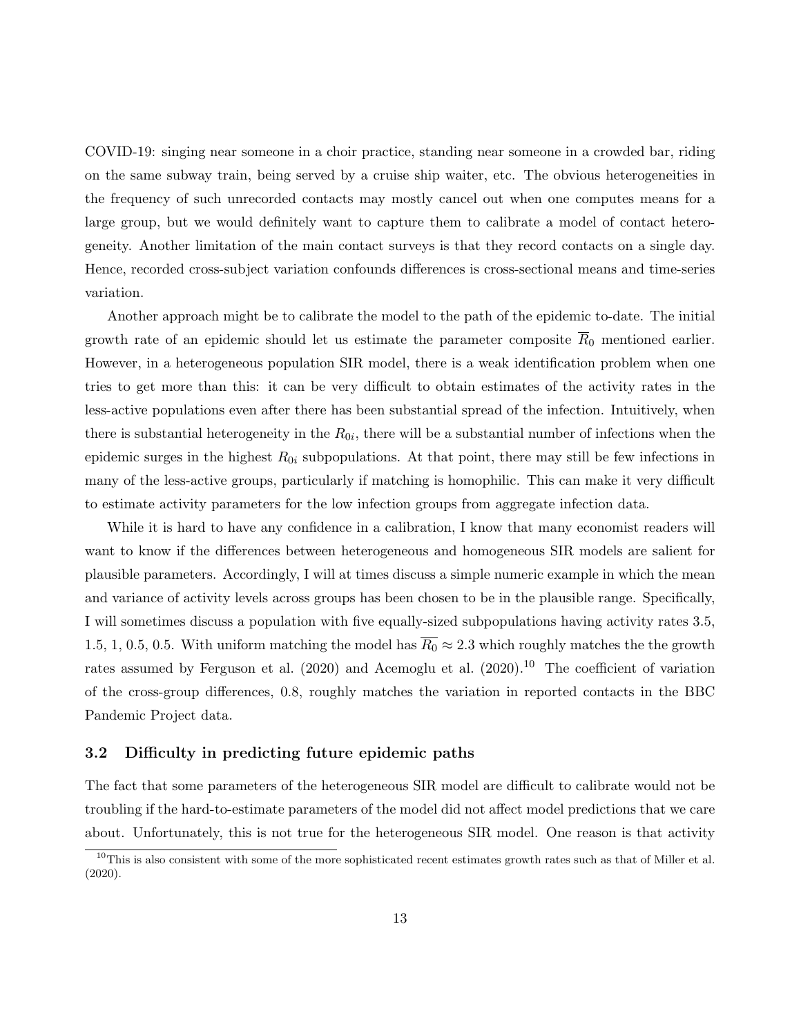COVID-19: singing near someone in a choir practice, standing near someone in a crowded bar, riding on the same subway train, being served by a cruise ship waiter, etc. The obvious heterogeneities in the frequency of such unrecorded contacts may mostly cancel out when one computes means for a large group, but we would definitely want to capture them to calibrate a model of contact heterogeneity. Another limitation of the main contact surveys is that they record contacts on a single day. Hence, recorded cross-subject variation confounds differences is cross-sectional means and time-series variation.

Another approach might be to calibrate the model to the path of the epidemic to-date. The initial growth rate of an epidemic should let us estimate the parameter composite $\overline{R}_0$ mentioned earlier. However, in a heterogeneous population SIR model, there is a weak identification problem when one tries to get more than this: it can be very difficult to obtain estimates of the activity rates in the less-active populations even after there has been substantial spread of the infection. Intuitively, when there is substantial heterogeneity in the $R_{0i}$, there will be a substantial number of infections when the epidemic surges in the highest $R_{0i}$ subpopulations. At that point, there may still be few infections in many of the less-active groups, particularly if matching is homophilic. This can make it very difficult to estimate activity parameters for the low infection groups from aggregate infection data.

While it is hard to have any confidence in a calibration, I know that many economist readers will want to know if the differences between heterogeneous and homogeneous SIR models are salient for plausible parameters. Accordingly, I will at times discuss a simple numeric example in which the mean and variance of activity levels across groups has been chosen to be in the plausible range. Specifically, I will sometimes discuss a population with five equally-sized subpopulations having activity rates 3.5, 1.5, 1, 0.5, 0.5. With uniform matching the model has $\overline{R_0} \approx 2.3$ which roughly matches the the growth rates assumed by Ferguson et al. (2020) and Acemoglu et al. (2020).[10] The coefficient of variation of the cross-group differences, 0.8, roughly matches the variation in reported contacts in the BBC Pandemic Project data.

### 3.2 Difficulty in predicting future epidemic paths

The fact that some parameters of the heterogeneous SIR model are difficult to calibrate would not be troubling if the hard-to-estimate parameters of the model did not affect model predictions that we care about. Unfortunately, this is not true for the heterogeneous SIR model. One reason is that activity

[10] This is also consistent with some of the more sophisticated recent estimates growth rates such as that of Miller et al. (2020).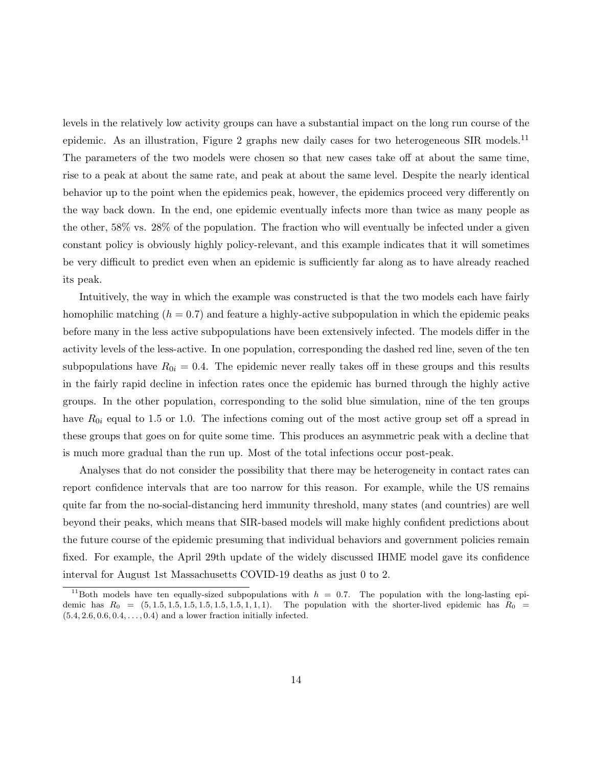levels in the relatively low activity groups can have a substantial impact on the long run course of the epidemic. As an illustration, Figure 2 graphs new daily cases for two heterogeneous SIR models.[11] The parameters of the two models were chosen so that new cases take off at about the same time, rise to a peak at about the same rate, and peak at about the same level. Despite the nearly identical behavior up to the point when the epidemics peak, however, the epidemics proceed very differently on the way back down. In the end, one epidemic eventually infects more than twice as many people as the other, 58% vs. 28% of the population. The fraction who will eventually be infected under a given constant policy is obviously highly policy-relevant, and this example indicates that it will sometimes be very difficult to predict even when an epidemic is sufficiently far along as to have already reached its peak.

Intuitively, the way in which the example was constructed is that the two models each have fairly homophilic matching ($h = 0.7$) and feature a highly-active subpopulation in which the epidemic peaks before many in the less active subpopulations have been extensively infected. The models differ in the activity levels of the less-active. In one population, corresponding the dashed red line, seven of the ten subpopulations have $R_{0i} = 0.4$. The epidemic never really takes off in these groups and this results in the fairly rapid decline in infection rates once the epidemic has burned through the highly active groups. In the other population, corresponding to the solid blue simulation, nine of the ten groups have $R_{0i}$ equal to 1.5 or 1.0. The infections coming out of the most active group set off a spread in these groups that goes on for quite some time. This produces an asymmetric peak with a decline that is much more gradual than the run up. Most of the total infections occur post-peak.

Analyses that do not consider the possibility that there may be heterogeneity in contact rates can report confidence intervals that are too narrow for this reason. For example, while the US remains quite far from the no-social-distancing herd immunity threshold, many states (and countries) are well beyond their peaks, which means that SIR-based models will make highly confident predictions about the future course of the epidemic presuming that individual behaviors and government policies remain fixed. For example, the April 29th update of the widely discussed IHME model gave its confidence interval for August 1st Massachusetts COVID-19 deaths as just 0 to 2.

[11] Both models have ten equally-sized subpopulations with $h = 0.7$. The population with the long-lasting epidemic has $R_0 = (5, 1.5, 1.5, 1.5, 1.5, 1.5, 1.5, 1, 1, 1)$. The population with the shorter-lived epidemic has $R_0 = (5.4, 2.6, 0.6, 0.4, \ldots, 0.4)$ and a lower fraction initially infected.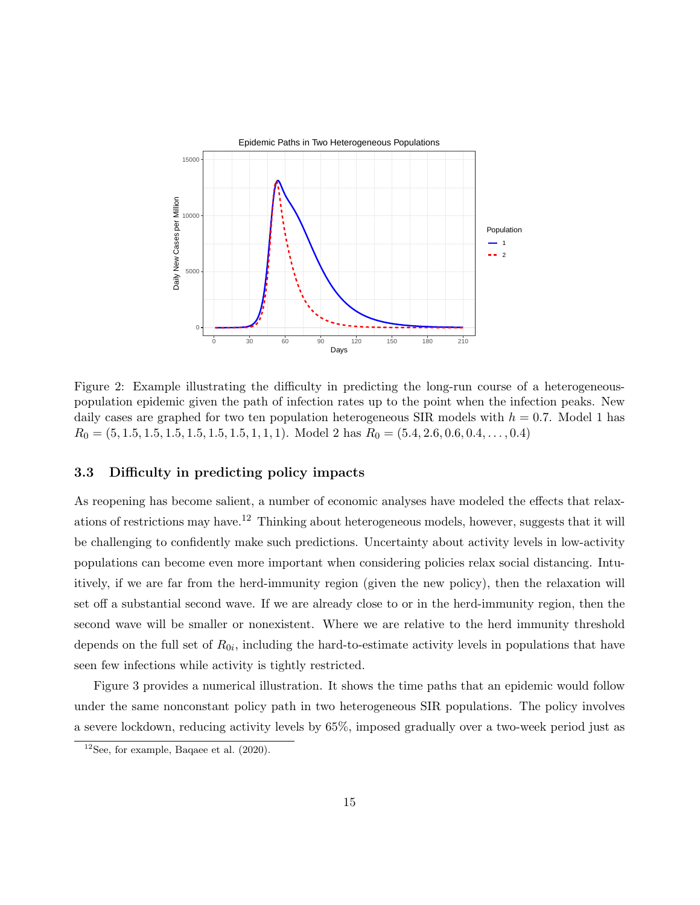Figure 2: Example illustrating the difficulty in predicting the long-run course of a heterogeneous-population epidemic given the path of infection rates up to the point when the infection peaks. New daily cases are graphed for two ten population heterogeneous SIR models with $h = 0.7$. Model 1 has $R_0 = (5, 1.5, 1.5, 1.5, 1.5, 1.5, 1.5, 1, 1, 1)$. Model 2 has $R_0 = (5.4, 2.6, 0.6, 0.4, \ldots, 0.4)$

### 3.3 Difficulty in predicting policy impacts

As reopening has become salient, a number of economic analyses have modeled the effects that relaxations of restrictions may have.[12] Thinking about heterogeneous models, however, suggests that it will be challenging to confidently make such predictions. Uncertainty about activity levels in low-activity populations can become even more important when considering policies relax social distancing. Intuitively, if we are far from the herd-immunity region (given the new policy), then the relaxation will set off a substantial second wave. If we are already close to or in the herd-immunity region, then the second wave will be smaller or nonexistent. Where we are relative to the herd immunity threshold depends on the full set of $R_{0i}$, including the hard-to-estimate activity levels in populations that have seen few infections while activity is tightly restricted.

Figure 3 provides a numerical illustration. It shows the time paths that an epidemic would follow under the same nonconstant policy path in two heterogeneous SIR populations. The policy involves a severe lockdown, reducing activity levels by 65%, imposed gradually over a two-week period just as

[12] See, for example, Baqaee et al. (2020).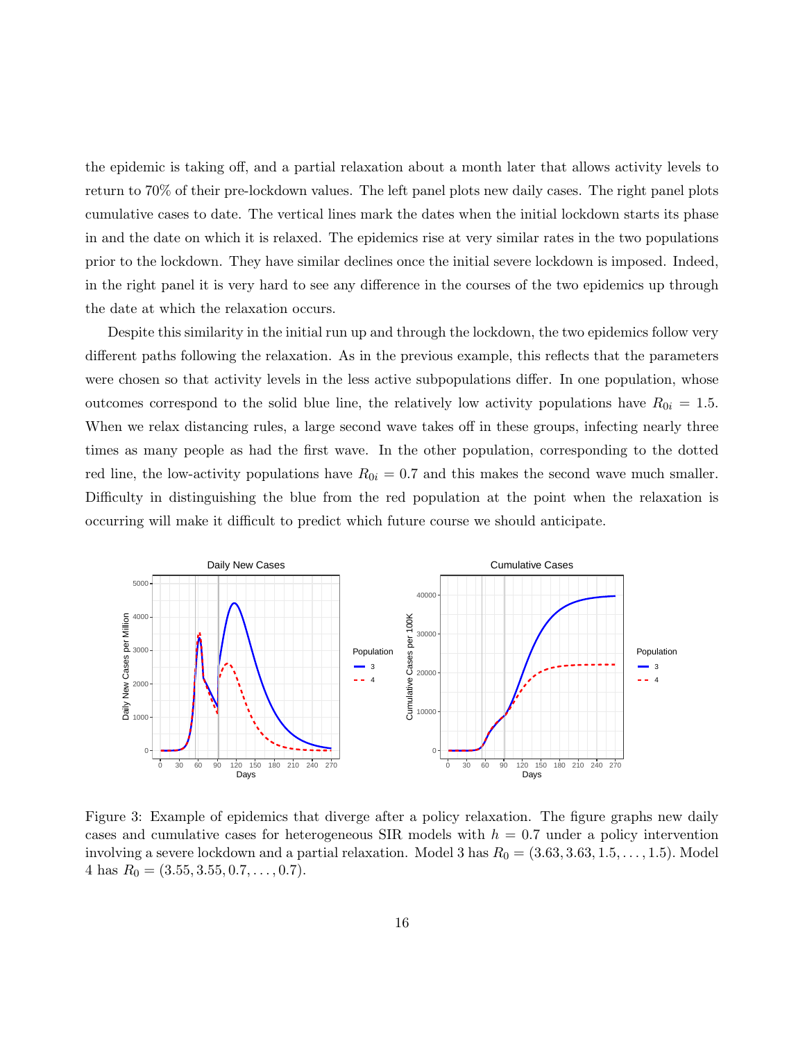the epidemic is taking off, and a partial relaxation about a month later that allows activity levels to return to 70% of their pre-lockdown values. The left panel plots new daily cases. The right panel plots cumulative cases to date. The vertical lines mark the dates when the initial lockdown starts its phase in and the date on which it is relaxed. The epidemics rise at very similar rates in the two populations prior to the lockdown. They have similar declines once the initial severe lockdown is imposed. Indeed, in the right panel it is very hard to see any difference in the courses of the two epidemics up through the date at which the relaxation occurs.

Despite this similarity in the initial run up and through the lockdown, the two epidemics follow very different paths following the relaxation. As in the previous example, this reflects that the parameters were chosen so that activity levels in the less active subpopulations differ. In one population, whose outcomes correspond to the solid blue line, the relatively low activity populations have $R_{0i} = 1.5$. When we relax distancing rules, a large second wave takes off in these groups, infecting nearly three times as many people as had the first wave. In the other population, corresponding to the dotted red line, the low-activity populations have $R_{0i} = 0.7$ and this makes the second wave much smaller. Difficulty in distinguishing the blue from the red population at the point when the relaxation is occurring will make it difficult to predict which future course we should anticipate.

Figure 3: Example of epidemics that diverge after a policy relaxation. The figure graphs new daily cases and cumulative cases for heterogeneous SIR models with $h = 0.7$ under a policy intervention involving a severe lockdown and a partial relaxation. Model 3 has $R_0 = (3.63, 3.63, 1.5, \ldots, 1.5)$. Model 4 has $R_0 = (3.55, 3.55, 0.7, \ldots, 0.7)$.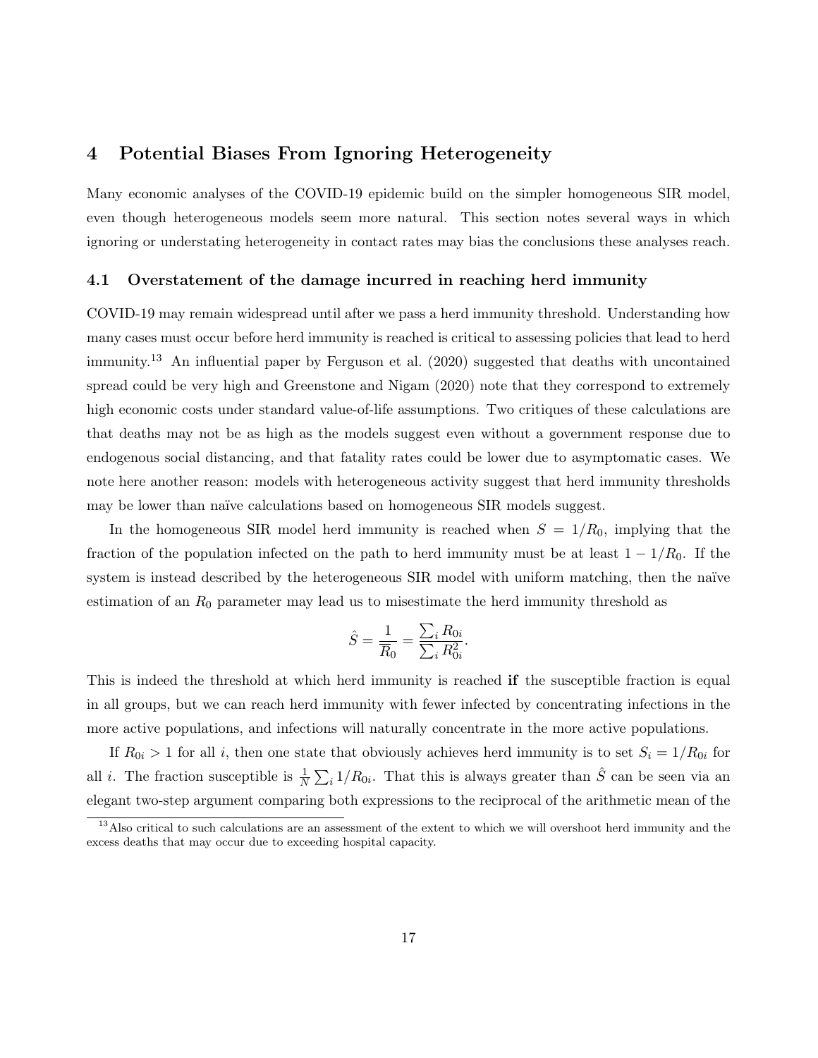## 4 Potential Biases From Ignoring Heterogeneity

Many economic analyses of the COVID-19 epidemic build on the simpler homogeneous SIR model, even though heterogeneous models seem more natural. This section notes several ways in which ignoring or understating heterogeneity in contact rates may bias the conclusions these analyses reach.

### 4.1 Overstatement of the damage incurred in reaching herd immunity

COVID-19 may remain widespread until after we pass a herd immunity threshold. Understanding how many cases must occur before herd immunity is reached is critical to assessing policies that lead to herd immunity.[13] An influential paper by Ferguson et al. (2020) suggested that deaths with uncontained spread could be very high and Greenstone and Nigam (2020) note that they correspond to extremely high economic costs under standard value-of-life assumptions. Two critiques of these calculations are that deaths may not be as high as the models suggest even without a government response due to endogenous social distancing, and that fatality rates could be lower due to asymptomatic cases. We note here another reason: models with heterogeneous activity suggest that herd immunity thresholds may be lower than naïve calculations based on homogeneous SIR models suggest.

In the homogeneous SIR model herd immunity is reached when $S = 1/R_0$, implying that the fraction of the population infected on the path to herd immunity must be at least $1 - 1/R_0$. If the system is instead described by the heterogeneous SIR model with uniform matching, then the naïve estimation of an $R_0$ parameter may lead us to misestimate the herd immunity threshold as

$$\hat{S} = \frac{1}{\overline{R}_0} = \frac{\sum_i R_{0i}}{\sum_i R_{0i}^2}.$$

This is indeed the threshold at which herd immunity is reached **if** the susceptible fraction is equal in all groups, but we can reach herd immunity with fewer infected by concentrating infections in the more active populations, and infections will naturally concentrate in the more active populations.

If $R_{0i} > 1$ for all $i$, then one state that obviously achieves herd immunity is to set $S_i = 1/R_{0i}$ for all $i$. The fraction susceptible is $\frac{1}{N} \sum_i 1/R_{0i}$. That this is always greater than $\hat{S}$ can be seen via an elegant two-step argument comparing both expressions to the reciprocal of the arithmetic mean of the

[13] Also critical to such calculations are an assessment of the extent to which we will overshoot herd immunity and the excess deaths that may occur due to exceeding hospital capacity.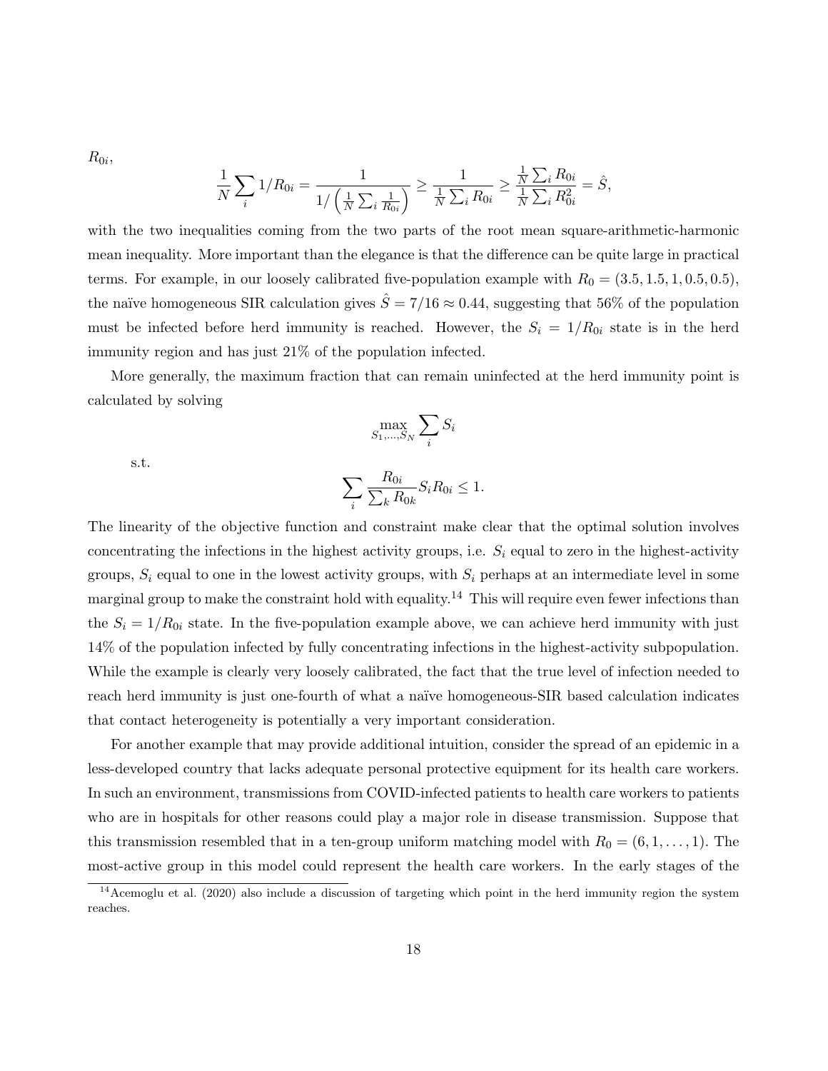$R_{0i}$,

$$\frac{1}{N}\sum_i 1/R_{0i} = \frac{1}{1/\left(\frac{1}{N}\sum_i \frac{1}{R_{0i}}\right)} \geq \frac{1}{\frac{1}{N}\sum_i R_{0i}} \geq \frac{\frac{1}{N}\sum_i R_{0i}}{\frac{1}{N}\sum_i R_{0i}^2} = \hat{S},$$

with the two inequalities coming from the two parts of the root mean square-arithmetic-harmonic mean inequality. More important than the elegance is that the difference can be quite large in practical terms. For example, in our loosely calibrated five-population example with $R_0 = (3.5, 1.5, 1, 0.5, 0.5)$, the naïve homogeneous SIR calculation gives $\hat{S} = 7/16 \approx 0.44$, suggesting that 56% of the population must be infected before herd immunity is reached. However, the $S_i = 1/R_{0i}$ state is in the herd immunity region and has just 21% of the population infected.

More generally, the maximum fraction that can remain uninfected at the herd immunity point is calculated by solving

$$\max_{S_1,\ldots,S_N} \sum_i S_i$$

s.t.

$$\sum_i \frac{R_{0i}}{\sum_k R_{0k}} S_i R_{0i} \leq 1.$$

The linearity of the objective function and constraint make clear that the optimal solution involves concentrating the infections in the highest activity groups, i.e. $S_i$ equal to zero in the highest-activity groups, $S_i$ equal to one in the lowest activity groups, with $S_i$ perhaps at an intermediate level in some marginal group to make the constraint hold with equality.[14] This will require even fewer infections than the $S_i = 1/R_{0i}$ state. In the five-population example above, we can achieve herd immunity with just 14% of the population infected by fully concentrating infections in the highest-activity subpopulation. While the example is clearly very loosely calibrated, the fact that the true level of infection needed to reach herd immunity is just one-fourth of what a naïve homogeneous-SIR based calculation indicates that contact heterogeneity is potentially a very important consideration.

For another example that may provide additional intuition, consider the spread of an epidemic in a less-developed country that lacks adequate personal protective equipment for its health care workers. In such an environment, transmissions from COVID-infected patients to health care workers to patients who are in hospitals for other reasons could play a major role in disease transmission. Suppose that this transmission resembled that in a ten-group uniform matching model with $R_0 = (6, 1, \ldots, 1)$. The most-active group in this model could represent the health care workers. In the early stages of the

[14] Acemoglu et al. (2020) also include a discussion of targeting which point in the herd immunity region the system reaches.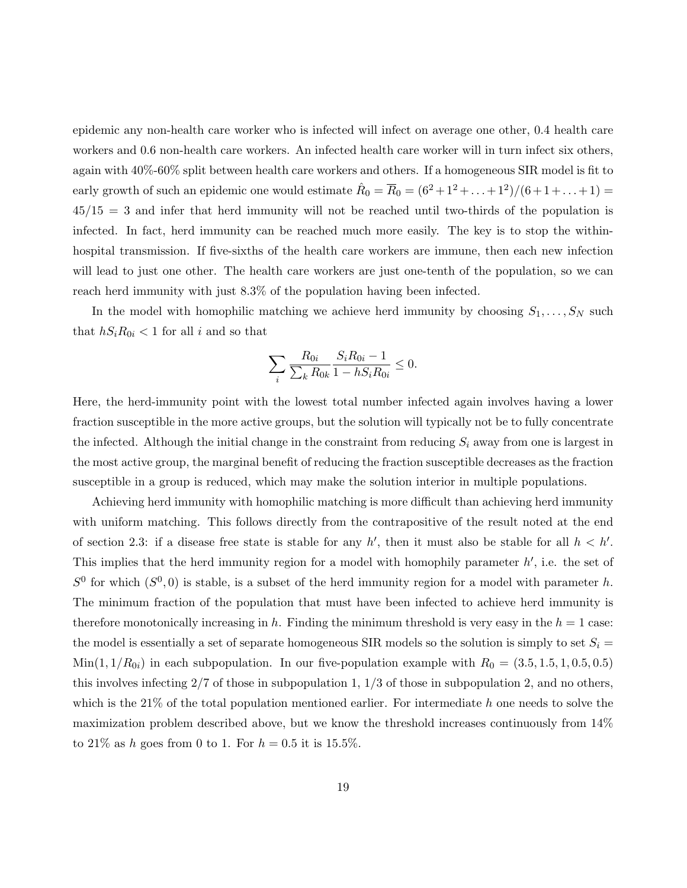epidemic any non-health care worker who is infected will infect on average one other, 0.4 health care workers and 0.6 non-health care workers. An infected health care worker will in turn infect six others, again with 40%-60% split between health care workers and others. If a homogeneous SIR model is fit to early growth of such an epidemic one would estimate $\hat{R}_0 = \overline{R}_0 = (6^2 + 1^2 + \ldots + 1^2)/(6 + 1 + \ldots + 1) = 45/15 = 3$ and infer that herd immunity will not be reached until two-thirds of the population is infected. In fact, herd immunity can be reached much more easily. The key is to stop the within-hospital transmission. If five-sixths of the health care workers are immune, then each new infection will lead to just one other. The health care workers are just one-tenth of the population, so we can reach herd immunity with just 8.3% of the population having been infected.

In the model with homophilic matching we achieve herd immunity by choosing $S_1, \ldots, S_N$ such that $hS_iR_{0i} < 1$ for all $i$ and so that

$$\sum_i \frac{R_{0i}}{\sum_k R_{0k}} \frac{S_i R_{0i} - 1}{1 - hS_i R_{0i}} \leq 0.$$

Here, the herd-immunity point with the lowest total number infected again involves having a lower fraction susceptible in the more active groups, but the solution will typically not be to fully concentrate the infected. Although the initial change in the constraint from reducing $S_i$ away from one is largest in the most active group, the marginal benefit of reducing the fraction susceptible decreases as the fraction susceptible in a group is reduced, which may make the solution interior in multiple populations.

Achieving herd immunity with homophilic matching is more difficult than achieving herd immunity with uniform matching. This follows directly from the contrapositive of the result noted at the end of section 2.3: if a disease free state is stable for any $h'$, then it must also be stable for all $h < h'$. This implies that the herd immunity region for a model with homophily parameter $h'$, i.e. the set of $S^0$ for which $(S^0, 0)$ is stable, is a subset of the herd immunity region for a model with parameter $h$. The minimum fraction of the population that must have been infected to achieve herd immunity is therefore monotonically increasing in $h$. Finding the minimum threshold is very easy in the $h = 1$ case: the model is essentially a set of separate homogeneous SIR models so the solution is simply to set $S_i = \text{Min}(1, 1/R_{0i})$ in each subpopulation. In our five-population example with $R_0 = (3.5, 1.5, 1, 0.5, 0.5)$ this involves infecting 2/7 of those in subpopulation 1, 1/3 of those in subpopulation 2, and no others, which is the 21% of the total population mentioned earlier. For intermediate $h$ one needs to solve the maximization problem described above, but we know the threshold increases continuously from 14% to 21% as $h$ goes from 0 to 1. For $h = 0.5$ it is 15.5%.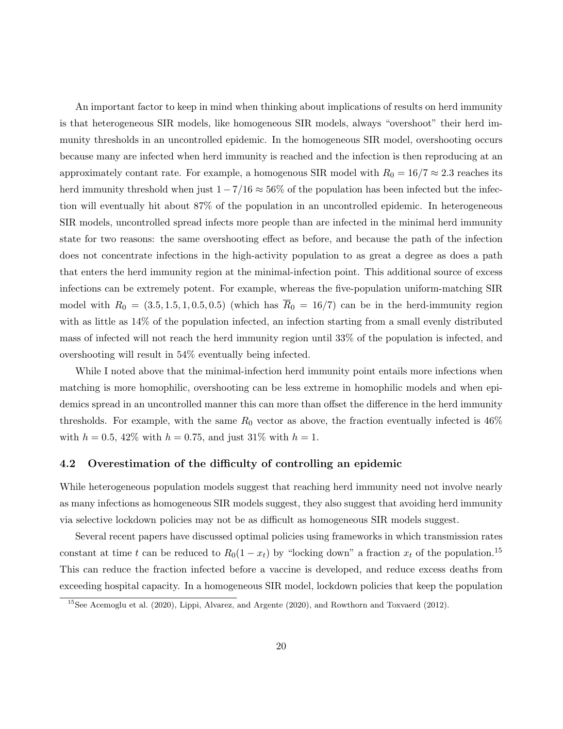An important factor to keep in mind when thinking about implications of results on herd immunity is that heterogeneous SIR models, like homogeneous SIR models, always "overshoot" their herd immunity thresholds in an uncontrolled epidemic. In the homogeneous SIR model, overshooting occurs because many are infected when herd immunity is reached and the infection is then reproducing at an approximately contant rate. For example, a homogenous SIR model with $R_0 = 16/7 \approx 2.3$ reaches its herd immunity threshold when just $1 - 7/16 \approx 56\%$ of the population has been infected but the infection will eventually hit about 87% of the population in an uncontrolled epidemic. In heterogeneous SIR models, uncontrolled spread infects more people than are infected in the minimal herd immunity state for two reasons: the same overshooting effect as before, and because the path of the infection does not concentrate infections in the high-activity population to as great a degree as does a path that enters the herd immunity region at the minimal-infection point. This additional source of excess infections can be extremely potent. For example, whereas the five-population uniform-matching SIR model with $R_0 = (3.5, 1.5, 1, 0.5, 0.5)$ (which has $\overline{R}_0 = 16/7$) can be in the herd-immunity region with as little as 14% of the population infected, an infection starting from a small evenly distributed mass of infected will not reach the herd immunity region until 33% of the population is infected, and overshooting will result in 54% eventually being infected.

While I noted above that the minimal-infection herd immunity point entails more infections when matching is more homophilic, overshooting can be less extreme in homophilic models and when epidemics spread in an uncontrolled manner this can more than offset the difference in the herd immunity thresholds. For example, with the same $R_0$ vector as above, the fraction eventually infected is 46% with $h = 0.5$, 42% with $h = 0.75$, and just 31% with $h = 1$.

### 4.2 Overestimation of the difficulty of controlling an epidemic

While heterogeneous population models suggest that reaching herd immunity need not involve nearly as many infections as homogeneous SIR models suggest, they also suggest that avoiding herd immunity via selective lockdown policies may not be as difficult as homogeneous SIR models suggest.

Several recent papers have discussed optimal policies using frameworks in which transmission rates constant at time $t$ can be reduced to $R_0(1 - x_t)$ by "locking down" a fraction $x_t$ of the population.[15] This can reduce the fraction infected before a vaccine is developed, and reduce excess deaths from exceeding hospital capacity. In a homogeneous SIR model, lockdown policies that keep the population

[15] See Acemoglu et al. (2020), Lippi, Alvarez, and Argente (2020), and Rowthorn and Toxvaerd (2012).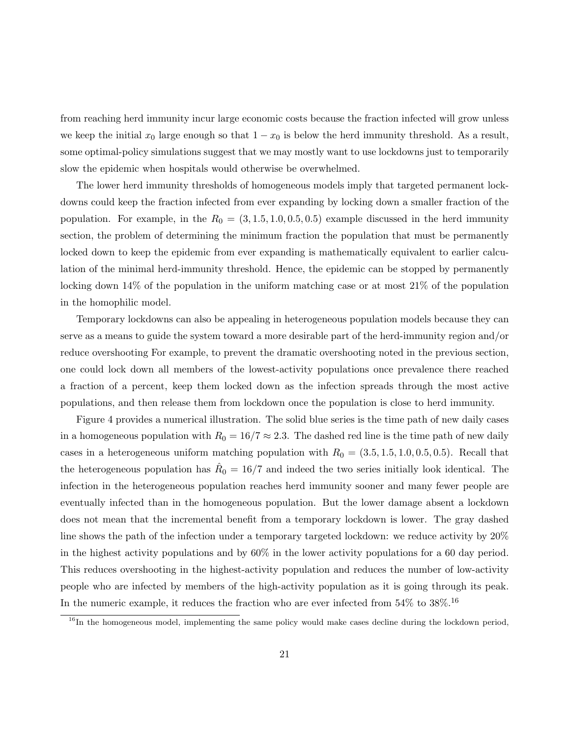from reaching herd immunity incur large economic costs because the fraction infected will grow unless we keep the initial $x_0$ large enough so that $1 - x_0$ is below the herd immunity threshold. As a result, some optimal-policy simulations suggest that we may mostly want to use lockdowns just to temporarily slow the epidemic when hospitals would otherwise be overwhelmed.

The lower herd immunity thresholds of homogeneous models imply that targeted permanent lockdowns could keep the fraction infected from ever expanding by locking down a smaller fraction of the population. For example, in the $R_0 = (3, 1.5, 1.0, 0.5, 0.5)$ example discussed in the herd immunity section, the problem of determining the minimum fraction the population that must be permanently locked down to keep the epidemic from ever expanding is mathematically equivalent to earlier calculation of the minimal herd-immunity threshold. Hence, the epidemic can be stopped by permanently locking down 14% of the population in the uniform matching case or at most 21% of the population in the homophilic model.

Temporary lockdowns can also be appealing in heterogeneous population models because they can serve as a means to guide the system toward a more desirable part of the herd-immunity region and/or reduce overshooting For example, to prevent the dramatic overshooting noted in the previous section, one could lock down all members of the lowest-activity populations once prevalence there reached a fraction of a percent, keep them locked down as the infection spreads through the most active populations, and then release them from lockdown once the population is close to herd immunity.

Figure 4 provides a numerical illustration. The solid blue series is the time path of new daily cases in a homogeneous population with $R_0 = 16/7 \approx 2.3$. The dashed red line is the time path of new daily cases in a heterogeneous uniform matching population with $R_0 = (3.5, 1.5, 1.0, 0.5, 0.5)$. Recall that the heterogeneous population has $\hat{R}_0 = 16/7$ and indeed the two series initially look identical. The infection in the heterogeneous population reaches herd immunity sooner and many fewer people are eventually infected than in the homogeneous population. But the lower damage absent a lockdown does not mean that the incremental benefit from a temporary lockdown is lower. The gray dashed line shows the path of the infection under a temporary targeted lockdown: we reduce activity by 20% in the highest activity populations and by 60% in the lower activity populations for a 60 day period. This reduces overshooting in the highest-activity population and reduces the number of low-activity people who are infected by members of the high-activity population as it is going through its peak. In the numeric example, it reduces the fraction who are ever infected from 54% to 38%.[16]

[16]In the homogeneous model, implementing the same policy would make cases decline during the lockdown period,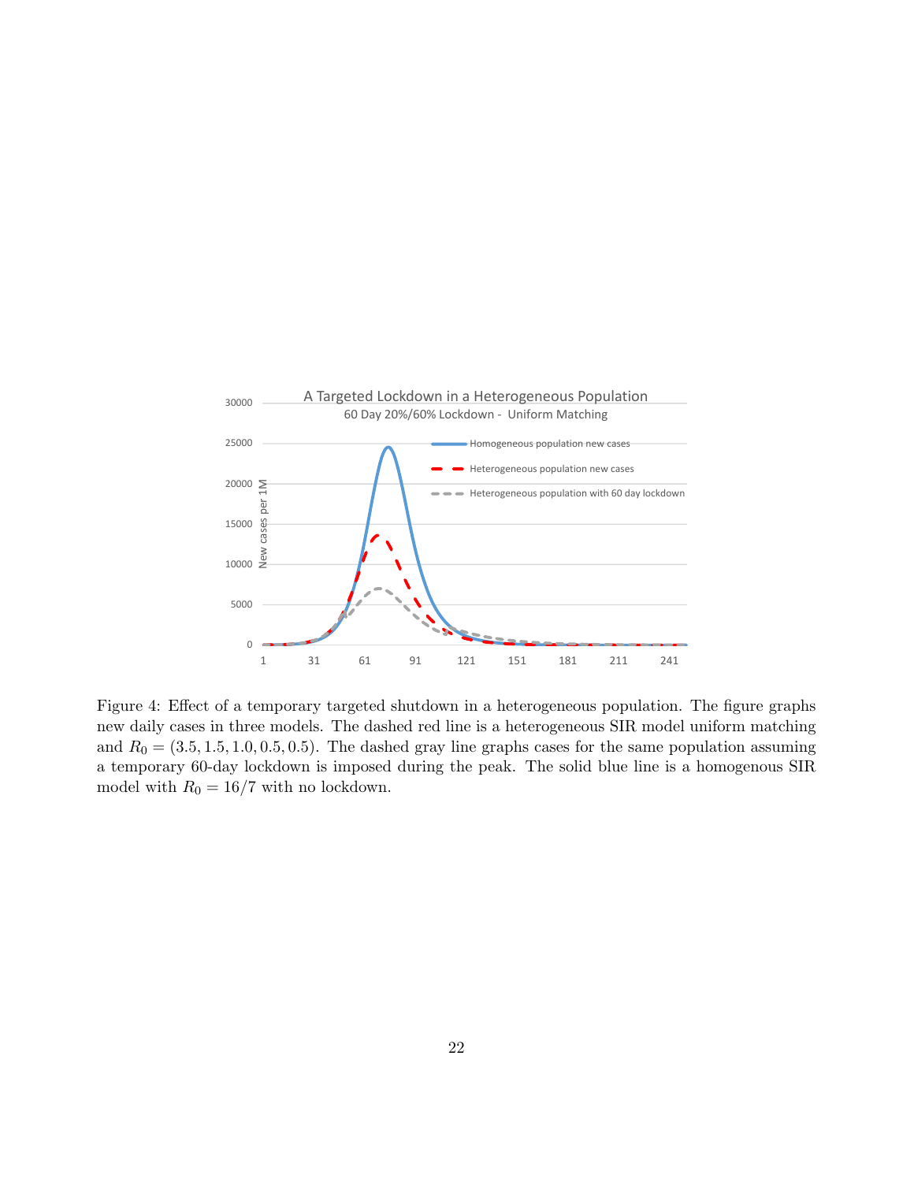Figure 4: Effect of a temporary targeted shutdown in a heterogeneous population. The figure graphs new daily cases in three models. The dashed red line is a heterogeneous SIR model uniform matching and $R_0 = (3.5, 1.5, 1.0, 0.5, 0.5)$. The dashed gray line graphs cases for the same population assuming a temporary 60-day lockdown is imposed during the peak. The solid blue line is a homogenous SIR model with $R_0 = 16/7$ with no lockdown.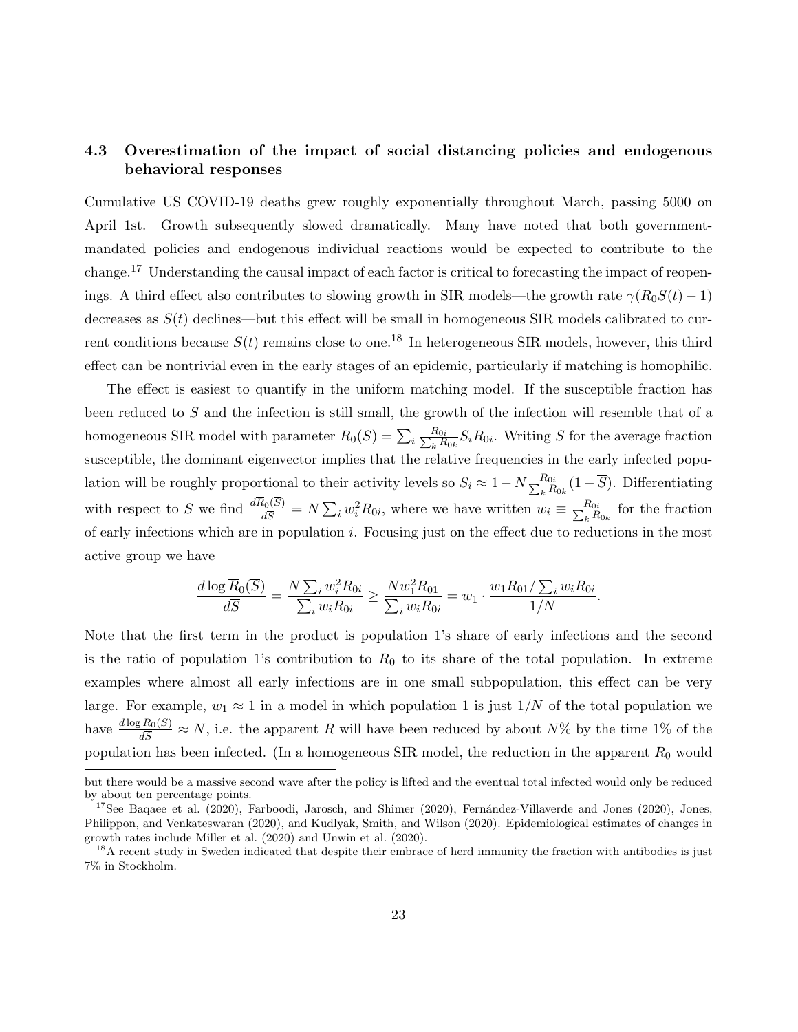### 4.3 Overestimation of the impact of social distancing policies and endogenous behavioral responses

Cumulative US COVID-19 deaths grew roughly exponentially throughout March, passing 5000 on April 1st. Growth subsequently slowed dramatically. Many have noted that both government-mandated policies and endogenous individual reactions would be expected to contribute to the change.[17] Understanding the causal impact of each factor is critical to forecasting the impact of reopenings. A third effect also contributes to slowing growth in SIR models—the growth rate $\gamma(R_0 S(t) - 1)$ decreases as $S(t)$ declines—but this effect will be small in homogeneous SIR models calibrated to current conditions because $S(t)$ remains close to one.[18] In heterogeneous SIR models, however, this third effect can be nontrivial even in the early stages of an epidemic, particularly if matching is homophilic.

The effect is easiest to quantify in the uniform matching model. If the susceptible fraction has been reduced to $S$ and the infection is still small, the growth of the infection will resemble that of a homogeneous SIR model with parameter $\overline{R}_0(S) = \sum_i \frac{R_{0i}}{\sum_k R_{0k}} S_i R_{0i}$. Writing $\overline{S}$ for the average fraction susceptible, the dominant eigenvector implies that the relative frequencies in the early infected population will be roughly proportional to their activity levels so $S_i \approx 1 - N \frac{R_{0i}}{\sum_k R_{0k}}(1 - \overline{S})$. Differentiating with respect to $\overline{S}$ we find $\frac{d\overline{R}_0(\overline{S})}{d\overline{S}} = N \sum_i w_i^2 R_{0i}$, where we have written $w_i \equiv \frac{R_{0i}}{\sum_k R_{0k}}$ for the fraction of early infections which are in population $i$. Focusing just on the effect due to reductions in the most active group we have

$$\frac{d \log \overline{R}_0(\overline{S})}{d\overline{S}} = \frac{N \sum_i w_i^2 R_{0i}}{\sum_i w_i R_{0i}} \geq \frac{N w_1^2 R_{01}}{\sum_i w_i R_{0i}} = w_1 \cdot \frac{w_1 R_{01} / \sum_i w_i R_{0i}}{1/N}.$$

Note that the first term in the product is population 1's share of early infections and the second is the ratio of population 1's contribution to $\overline{R}_0$ to its share of the total population. In extreme examples where almost all early infections are in one small subpopulation, this effect can be very large. For example, $w_1 \approx 1$ in a model in which population 1 is just $1/N$ of the total population we have $\frac{d \log \overline{R}_0(\overline{S})}{d\overline{S}} \approx N$, i.e. the apparent $\overline{R}$ will have been reduced by about $N$% by the time 1% of the population has been infected. (In a homogeneous SIR model, the reduction in the apparent $R_0$ would

but there would be a massive second wave after the policy is lifted and the eventual total infected would only be reduced by about ten percentage points.

[17] See Baqaee et al. (2020), Farboodi, Jarosch, and Shimer (2020), Fernández-Villaverde and Jones (2020), Jones, Philippon, and Venkateswaran (2020), and Kudlyak, Smith, and Wilson (2020). Epidemiological estimates of changes in growth rates include Miller et al. (2020) and Unwin et al. (2020).

[18] A recent study in Sweden indicated that despite their embrace of herd immunity the fraction with antibodies is just 7% in Stockholm.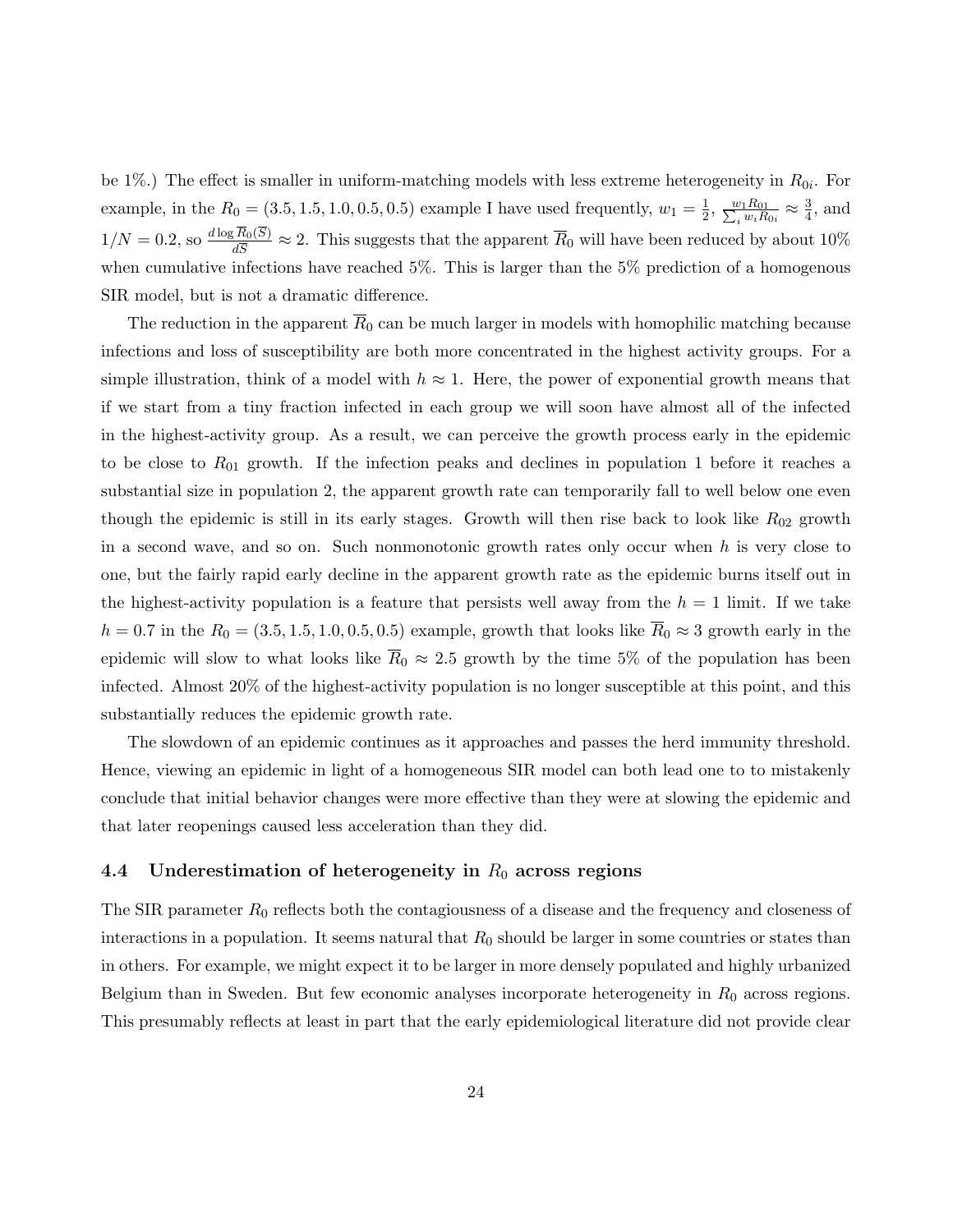be 1%.) The effect is smaller in uniform-matching models with less extreme heterogeneity in $R_{0i}$. For example, in the $R_0 = (3.5, 1.5, 1.0, 0.5, 0.5)$ example I have used frequently, $w_1 = \frac{1}{2}$, $\frac{w_1 R_{01}}{\sum_i w_i R_{0i}} \approx \frac{3}{4}$, and $1/N = 0.2$, so $\frac{d \log \overline{R}_0(\overline{S})}{d\overline{S}} \approx 2$. This suggests that the apparent $\overline{R}_0$ will have been reduced by about 10% when cumulative infections have reached 5%. This is larger than the 5% prediction of a homogenous SIR model, but is not a dramatic difference.

The reduction in the apparent $\overline{R}_0$ can be much larger in models with homophilic matching because infections and loss of susceptibility are both more concentrated in the highest activity groups. For a simple illustration, think of a model with $h \approx 1$. Here, the power of exponential growth means that if we start from a tiny fraction infected in each group we will soon have almost all of the infected in the highest-activity group. As a result, we can perceive the growth process early in the epidemic to be close to $R_{01}$ growth. If the infection peaks and declines in population 1 before it reaches a substantial size in population 2, the apparent growth rate can temporarily fall to well below one even though the epidemic is still in its early stages. Growth will then rise back to look like $R_{02}$ growth in a second wave, and so on. Such nonmonotonic growth rates only occur when $h$ is very close to one, but the fairly rapid early decline in the apparent growth rate as the epidemic burns itself out in the highest-activity population is a feature that persists well away from the $h = 1$ limit. If we take $h = 0.7$ in the $R_0 = (3.5, 1.5, 1.0, 0.5, 0.5)$ example, growth that looks like $\overline{R}_0 \approx 3$ growth early in the epidemic will slow to what looks like $\overline{R}_0 \approx 2.5$ growth by the time 5% of the population has been infected. Almost 20% of the highest-activity population is no longer susceptible at this point, and this substantially reduces the epidemic growth rate.

The slowdown of an epidemic continues as it approaches and passes the herd immunity threshold. Hence, viewing an epidemic in light of a homogeneous SIR model can both lead one to to mistakenly conclude that initial behavior changes were more effective than they were at slowing the epidemic and that later reopenings caused less acceleration than they did.

### 4.4 Underestimation of heterogeneity in $R_0$ across regions

The SIR parameter $R_0$ reflects both the contagiousness of a disease and the frequency and closeness of interactions in a population. It seems natural that $R_0$ should be larger in some countries or states than in others. For example, we might expect it to be larger in more densely populated and highly urbanized Belgium than in Sweden. But few economic analyses incorporate heterogeneity in $R_0$ across regions. This presumably reflects at least in part that the early epidemiological literature did not provide clear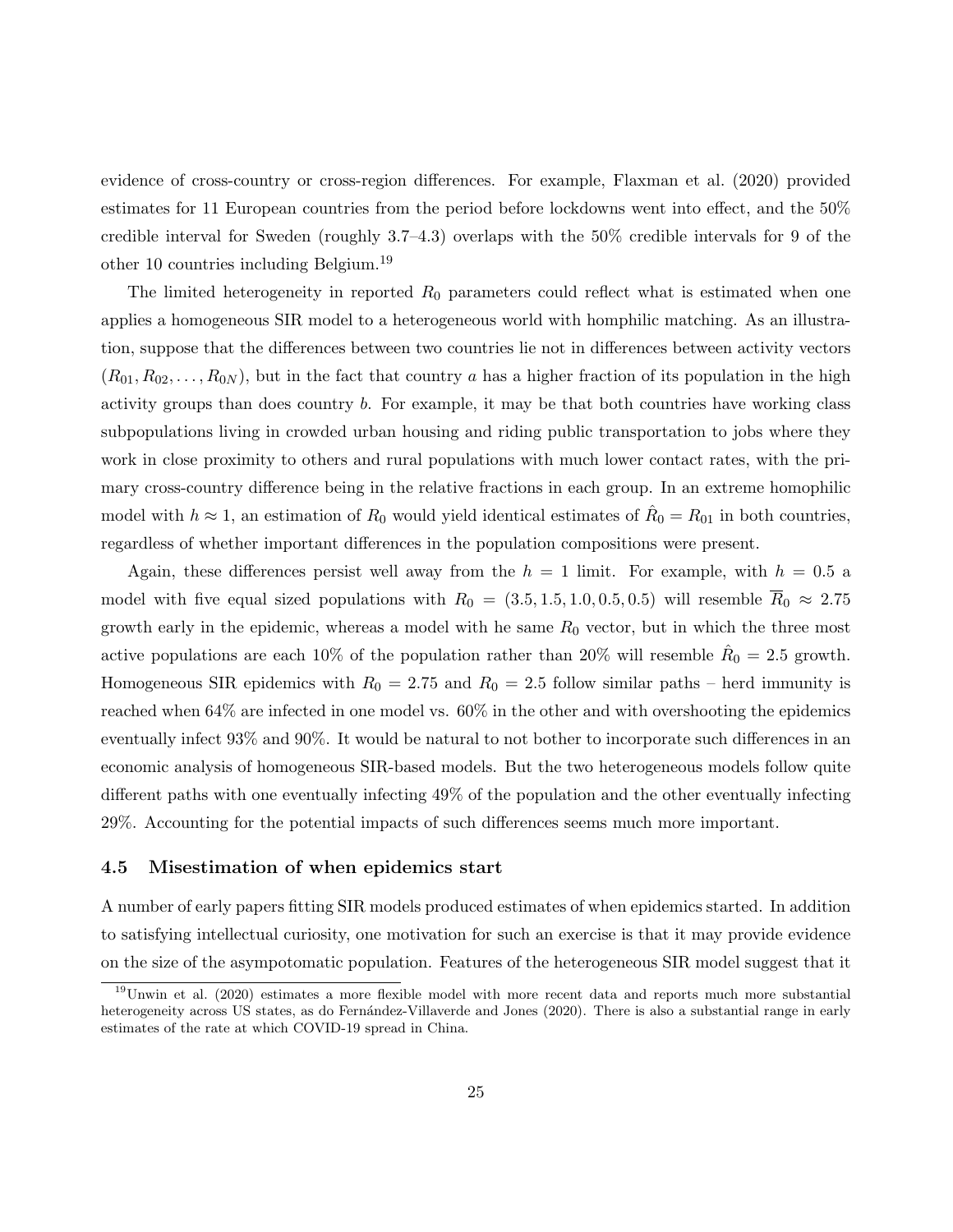evidence of cross-country or cross-region differences. For example, Flaxman et al. (2020) provided estimates for 11 European countries from the period before lockdowns went into effect, and the 50% credible interval for Sweden (roughly 3.7–4.3) overlaps with the 50% credible intervals for 9 of the other 10 countries including Belgium.[19]

The limited heterogeneity in reported $R_0$ parameters could reflect what is estimated when one applies a homogeneous SIR model to a heterogeneous world with homphilic matching. As an illustration, suppose that the differences between two countries lie not in differences between activity vectors $(R_{01}, R_{02}, \ldots, R_{0N})$, but in the fact that country $a$ has a higher fraction of its population in the high activity groups than does country $b$. For example, it may be that both countries have working class subpopulations living in crowded urban housing and riding public transportation to jobs where they work in close proximity to others and rural populations with much lower contact rates, with the primary cross-country difference being in the relative fractions in each group. In an extreme homophilic model with $h \approx 1$, an estimation of $R_0$ would yield identical estimates of $\hat{R}_0 = R_{01}$ in both countries, regardless of whether important differences in the population compositions were present.

Again, these differences persist well away from the $h = 1$ limit. For example, with $h = 0.5$ a model with five equal sized populations with $R_0 = (3.5, 1.5, 1.0, 0.5, 0.5)$ will resemble $\overline{R}_0 \approx 2.75$ growth early in the epidemic, whereas a model with he same $R_0$ vector, but in which the three most active populations are each 10% of the population rather than 20% will resemble $\hat{R}_0 = 2.5$ growth. Homogeneous SIR epidemics with $R_0 = 2.75$ and $R_0 = 2.5$ follow similar paths – herd immunity is reached when 64% are infected in one model vs. 60% in the other and with overshooting the epidemics eventually infect 93% and 90%. It would be natural to not bother to incorporate such differences in an economic analysis of homogeneous SIR-based models. But the two heterogeneous models follow quite different paths with one eventually infecting 49% of the population and the other eventually infecting 29%. Accounting for the potential impacts of such differences seems much more important.

### 4.5 Misestimation of when epidemics start

A number of early papers fitting SIR models produced estimates of when epidemics started. In addition to satisfying intellectual curiosity, one motivation for such an exercise is that it may provide evidence on the size of the asympotomatic population. Features of the heterogeneous SIR model suggest that it

[19] Unwin et al. (2020) estimates a more flexible model with more recent data and reports much more substantial heterogeneity across US states, as do Fernández-Villaverde and Jones (2020). There is also a substantial range in early estimates of the rate at which COVID-19 spread in China.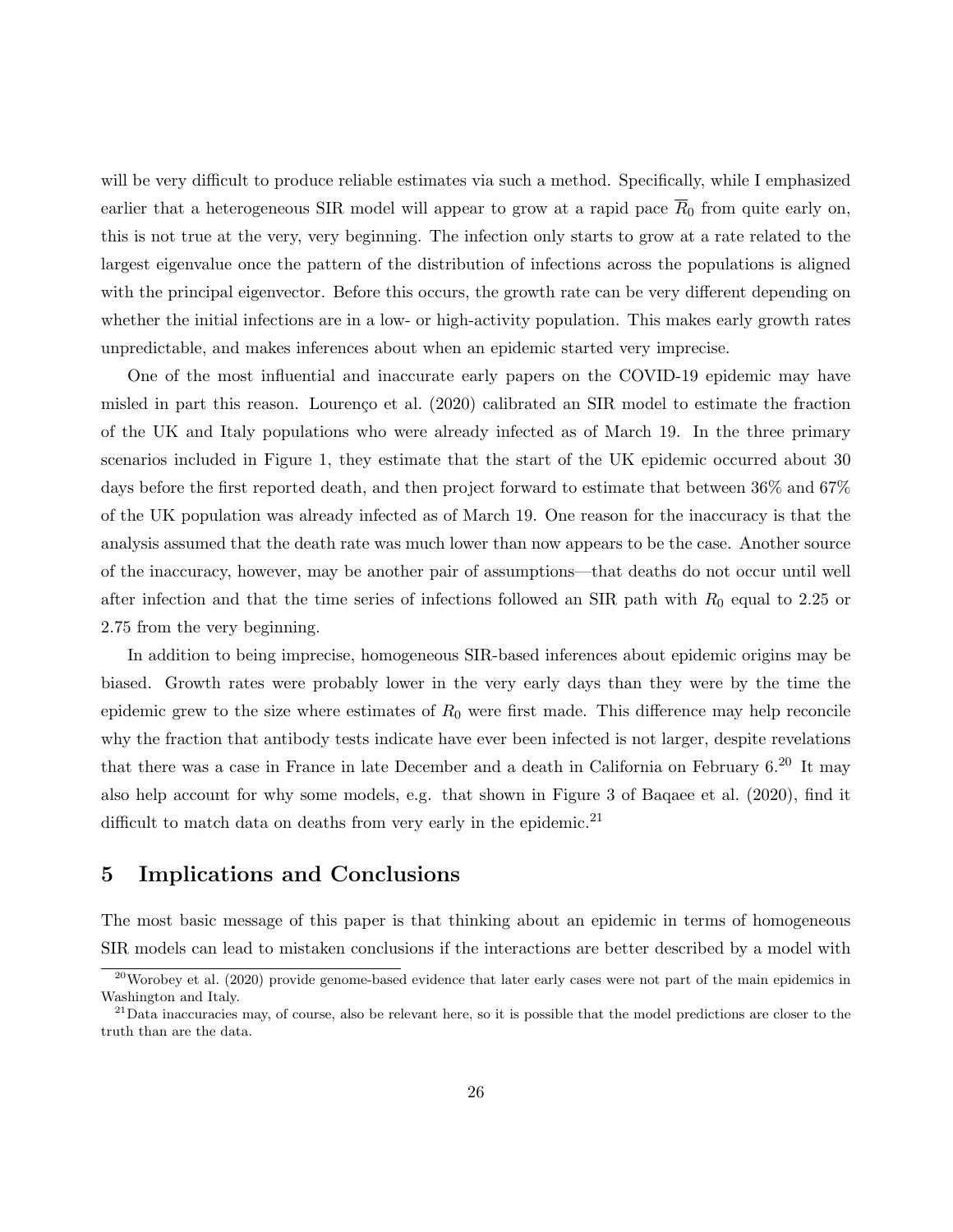will be very difficult to produce reliable estimates via such a method. Specifically, while I emphasized earlier that a heterogeneous SIR model will appear to grow at a rapid pace $\overline{R}_0$ from quite early on, this is not true at the very, very beginning. The infection only starts to grow at a rate related to the largest eigenvalue once the pattern of the distribution of infections across the populations is aligned with the principal eigenvector. Before this occurs, the growth rate can be very different depending on whether the initial infections are in a low- or high-activity population. This makes early growth rates unpredictable, and makes inferences about when an epidemic started very imprecise.

One of the most influential and inaccurate early papers on the COVID-19 epidemic may have misled in part this reason. Lourenço et al. (2020) calibrated an SIR model to estimate the fraction of the UK and Italy populations who were already infected as of March 19. In the three primary scenarios included in Figure 1, they estimate that the start of the UK epidemic occurred about 30 days before the first reported death, and then project forward to estimate that between 36% and 67% of the UK population was already infected as of March 19. One reason for the inaccuracy is that the analysis assumed that the death rate was much lower than now appears to be the case. Another source of the inaccuracy, however, may be another pair of assumptions—that deaths do not occur until well after infection and that the time series of infections followed an SIR path with $R_0$ equal to 2.25 or 2.75 from the very beginning.

In addition to being imprecise, homogeneous SIR-based inferences about epidemic origins may be biased. Growth rates were probably lower in the very early days than they were by the time the epidemic grew to the size where estimates of $R_0$ were first made. This difference may help reconcile why the fraction that antibody tests indicate have ever been infected is not larger, despite revelations that there was a case in France in late December and a death in California on February 6.[20] It may also help account for why some models, e.g. that shown in Figure 3 of Baqaee et al. (2020), find it difficult to match data on deaths from very early in the epidemic.[21]

## 5 Implications and Conclusions

The most basic message of this paper is that thinking about an epidemic in terms of homogeneous SIR models can lead to mistaken conclusions if the interactions are better described by a model with

[20] Worobey et al. (2020) provide genome-based evidence that later early cases were not part of the main epidemics in Washington and Italy.

[21] Data inaccuracies may, of course, also be relevant here, so it is possible that the model predictions are closer to the truth than are the data.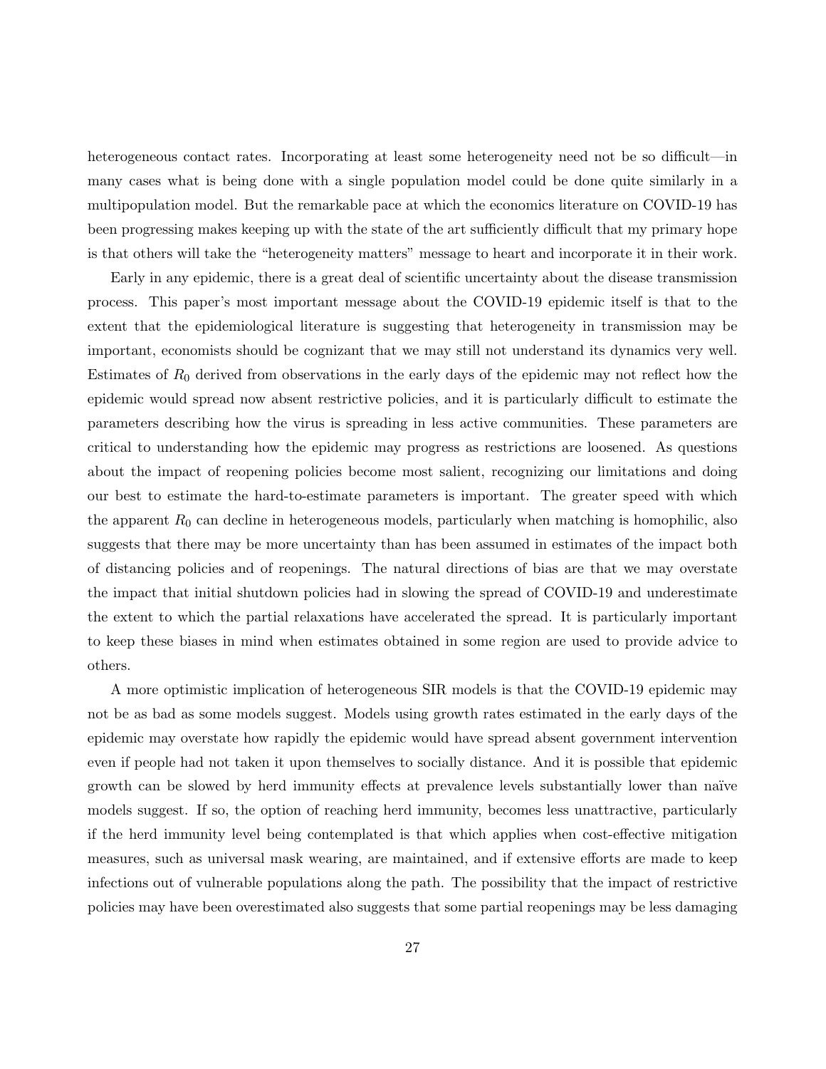heterogeneous contact rates. Incorporating at least some heterogeneity need not be so difficult—in many cases what is being done with a single population model could be done quite similarly in a multipopulation model. But the remarkable pace at which the economics literature on COVID-19 has been progressing makes keeping up with the state of the art sufficiently difficult that my primary hope is that others will take the "heterogeneity matters" message to heart and incorporate it in their work.

Early in any epidemic, there is a great deal of scientific uncertainty about the disease transmission process. This paper's most important message about the COVID-19 epidemic itself is that to the extent that the epidemiological literature is suggesting that heterogeneity in transmission may be important, economists should be cognizant that we may still not understand its dynamics very well. Estimates of $R_0$ derived from observations in the early days of the epidemic may not reflect how the epidemic would spread now absent restrictive policies, and it is particularly difficult to estimate the parameters describing how the virus is spreading in less active communities. These parameters are critical to understanding how the epidemic may progress as restrictions are loosened. As questions about the impact of reopening policies become most salient, recognizing our limitations and doing our best to estimate the hard-to-estimate parameters is important. The greater speed with which the apparent $R_0$ can decline in heterogeneous models, particularly when matching is homophilic, also suggests that there may be more uncertainty than has been assumed in estimates of the impact both of distancing policies and of reopenings. The natural directions of bias are that we may overstate the impact that initial shutdown policies had in slowing the spread of COVID-19 and underestimate the extent to which the partial relaxations have accelerated the spread. It is particularly important to keep these biases in mind when estimates obtained in some region are used to provide advice to others.

A more optimistic implication of heterogeneous SIR models is that the COVID-19 epidemic may not be as bad as some models suggest. Models using growth rates estimated in the early days of the epidemic may overstate how rapidly the epidemic would have spread absent government intervention even if people had not taken it upon themselves to socially distance. And it is possible that epidemic growth can be slowed by herd immunity effects at prevalence levels substantially lower than naïve models suggest. If so, the option of reaching herd immunity, becomes less unattractive, particularly if the herd immunity level being contemplated is that which applies when cost-effective mitigation measures, such as universal mask wearing, are maintained, and if extensive efforts are made to keep infections out of vulnerable populations along the path. The possibility that the impact of restrictive policies may have been overestimated also suggests that some partial reopenings may be less damaging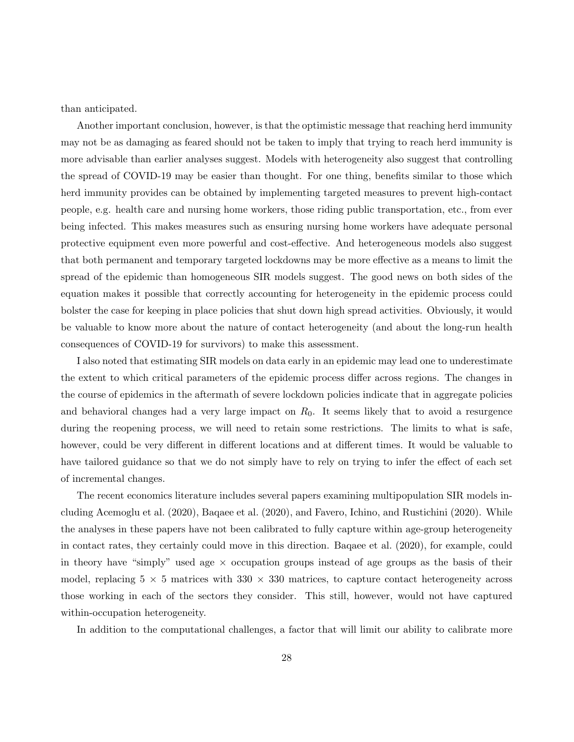than anticipated.

Another important conclusion, however, is that the optimistic message that reaching herd immunity may not be as damaging as feared should not be taken to imply that trying to reach herd immunity is more advisable than earlier analyses suggest. Models with heterogeneity also suggest that controlling the spread of COVID-19 may be easier than thought. For one thing, benefits similar to those which herd immunity provides can be obtained by implementing targeted measures to prevent high-contact people, e.g. health care and nursing home workers, those riding public transportation, etc., from ever being infected. This makes measures such as ensuring nursing home workers have adequate personal protective equipment even more powerful and cost-effective. And heterogeneous models also suggest that both permanent and temporary targeted lockdowns may be more effective as a means to limit the spread of the epidemic than homogeneous SIR models suggest. The good news on both sides of the equation makes it possible that correctly accounting for heterogeneity in the epidemic process could bolster the case for keeping in place policies that shut down high spread activities. Obviously, it would be valuable to know more about the nature of contact heterogeneity (and about the long-run health consequences of COVID-19 for survivors) to make this assessment.

I also noted that estimating SIR models on data early in an epidemic may lead one to underestimate the extent to which critical parameters of the epidemic process differ across regions. The changes in the course of epidemics in the aftermath of severe lockdown policies indicate that in aggregate policies and behavioral changes had a very large impact on $R_0$. It seems likely that to avoid a resurgence during the reopening process, we will need to retain some restrictions. The limits to what is safe, however, could be very different in different locations and at different times. It would be valuable to have tailored guidance so that we do not simply have to rely on trying to infer the effect of each set of incremental changes.

The recent economics literature includes several papers examining multipopulation SIR models including Acemoglu et al. (2020), Baqaee et al. (2020), and Favero, Ichino, and Rustichini (2020). While the analyses in these papers have not been calibrated to fully capture within age-group heterogeneity in contact rates, they certainly could move in this direction. Baqaee et al. (2020), for example, could in theory have "simply" used age $\times$ occupation groups instead of age groups as the basis of their model, replacing $5 \times 5$ matrices with $330 \times 330$ matrices, to capture contact heterogeneity across those working in each of the sectors they consider. This still, however, would not have captured within-occupation heterogeneity.

In addition to the computational challenges, a factor that will limit our ability to calibrate more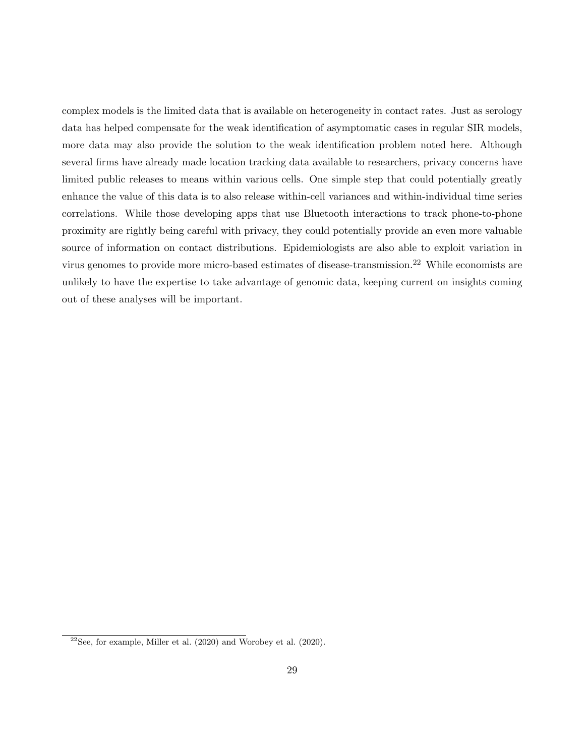complex models is the limited data that is available on heterogeneity in contact rates. Just as serology data has helped compensate for the weak identification of asymptomatic cases in regular SIR models, more data may also provide the solution to the weak identification problem noted here. Although several firms have already made location tracking data available to researchers, privacy concerns have limited public releases to means within various cells. One simple step that could potentially greatly enhance the value of this data is to also release within-cell variances and within-individual time series correlations. While those developing apps that use Bluetooth interactions to track phone-to-phone proximity are rightly being careful with privacy, they could potentially provide an even more valuable source of information on contact distributions. Epidemiologists are also able to exploit variation in virus genomes to provide more micro-based estimates of disease-transmission.[22] While economists are unlikely to have the expertise to take advantage of genomic data, keeping current on insights coming out of these analyses will be important.

[22] See, for example, Miller et al. (2020) and Worobey et al. (2020).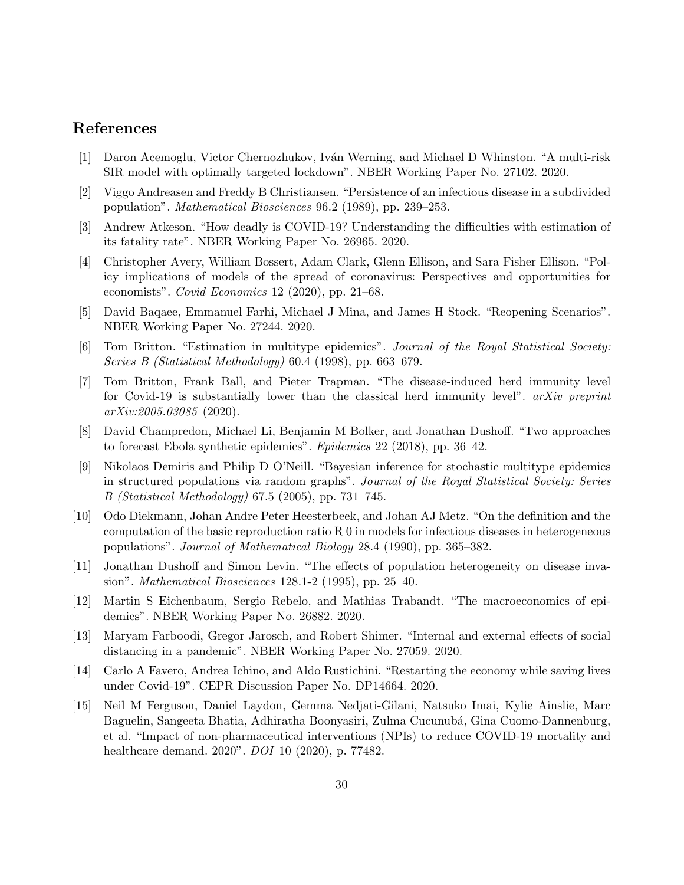## References

[1] Daron Acemoglu, Victor Chernozhukov, Iván Werning, and Michael D Whinston. "A multi-risk SIR model with optimally targeted lockdown". NBER Working Paper No. 27102. 2020.

[2] Viggo Andreasen and Freddy B Christiansen. "Persistence of an infectious disease in a subdivided population". *Mathematical Biosciences* 96.2 (1989), pp. 239–253.

[3] Andrew Atkeson. "How deadly is COVID-19? Understanding the difficulties with estimation of its fatality rate". NBER Working Paper No. 26965. 2020.

[4] Christopher Avery, William Bossert, Adam Clark, Glenn Ellison, and Sara Fisher Ellison. "Policy implications of models of the spread of coronavirus: Perspectives and opportunities for economists". *Covid Economics* 12 (2020), pp. 21–68.

[5] David Baqaee, Emmanuel Farhi, Michael J Mina, and James H Stock. "Reopening Scenarios". NBER Working Paper No. 27244. 2020.

[6] Tom Britton. "Estimation in multitype epidemics". *Journal of the Royal Statistical Society: Series B (Statistical Methodology)* 60.4 (1998), pp. 663–679.

[7] Tom Britton, Frank Ball, and Pieter Trapman. "The disease-induced herd immunity level for Covid-19 is substantially lower than the classical herd immunity level". *arXiv preprint arXiv:2005.03085* (2020).

[8] David Champredon, Michael Li, Benjamin M Bolker, and Jonathan Dushoff. "Two approaches to forecast Ebola synthetic epidemics". *Epidemics* 22 (2018), pp. 36–42.

[9] Nikolaos Demiris and Philip D O'Neill. "Bayesian inference for stochastic multitype epidemics in structured populations via random graphs". *Journal of the Royal Statistical Society: Series B (Statistical Methodology)* 67.5 (2005), pp. 731–745.

[10] Odo Diekmann, Johan Andre Peter Heesterbeek, and Johan AJ Metz. "On the definition and the computation of the basic reproduction ratio R 0 in models for infectious diseases in heterogeneous populations". *Journal of Mathematical Biology* 28.4 (1990), pp. 365–382.

[11] Jonathan Dushoff and Simon Levin. "The effects of population heterogeneity on disease invasion". *Mathematical Biosciences* 128.1-2 (1995), pp. 25–40.

[12] Martin S Eichenbaum, Sergio Rebelo, and Mathias Trabandt. "The macroeconomics of epidemics". NBER Working Paper No. 26882. 2020.

[13] Maryam Farboodi, Gregor Jarosch, and Robert Shimer. "Internal and external effects of social distancing in a pandemic". NBER Working Paper No. 27059. 2020.

[14] Carlo A Favero, Andrea Ichino, and Aldo Rustichini. "Restarting the economy while saving lives under Covid-19". CEPR Discussion Paper No. DP14664. 2020.

[15] Neil M Ferguson, Daniel Laydon, Gemma Nedjati-Gilani, Natsuko Imai, Kylie Ainslie, Marc Baguelin, Sangeeta Bhatia, Adhiratha Boonyasiri, Zulma Cucunubá, Gina Cuomo-Dannenburg, et al. "Impact of non-pharmaceutical interventions (NPIs) to reduce COVID-19 mortality and healthcare demand. 2020". *DOI* 10 (2020), p. 77482.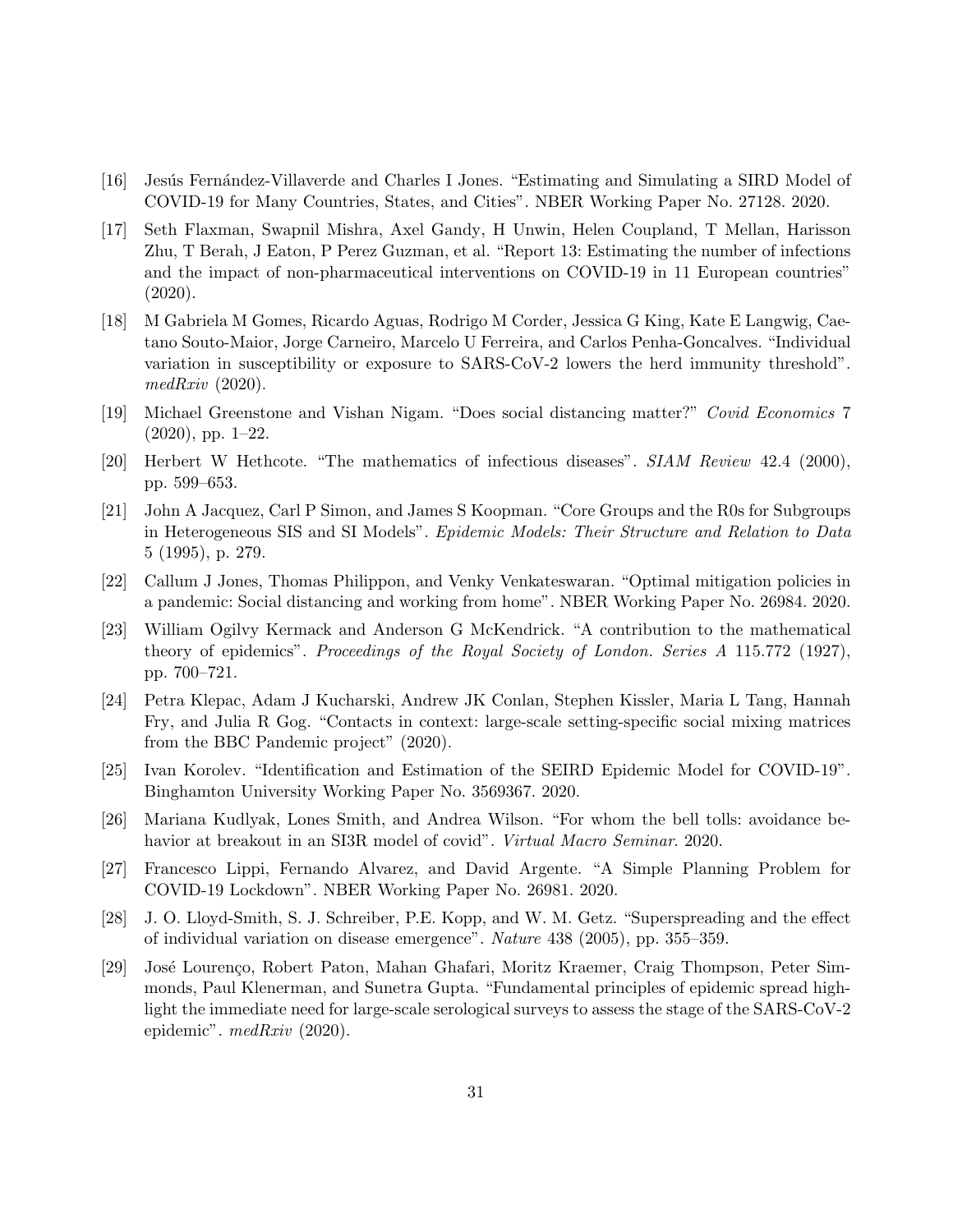[16] Jesús Fernández-Villaverde and Charles I Jones. "Estimating and Simulating a SIRD Model of COVID-19 for Many Countries, States, and Cities". NBER Working Paper No. 27128. 2020.

[17] Seth Flaxman, Swapnil Mishra, Axel Gandy, H Unwin, Helen Coupland, T Mellan, Harisson Zhu, T Berah, J Eaton, P Perez Guzman, et al. "Report 13: Estimating the number of infections and the impact of non-pharmaceutical interventions on COVID-19 in 11 European countries" (2020).

[18] M Gabriela M Gomes, Ricardo Aguas, Rodrigo M Corder, Jessica G King, Kate E Langwig, Caetano Souto-Maior, Jorge Carneiro, Marcelo U Ferreira, and Carlos Penha-Goncalves. "Individual variation in susceptibility or exposure to SARS-CoV-2 lowers the herd immunity threshold". *medRxiv* (2020).

[19] Michael Greenstone and Vishan Nigam. "Does social distancing matter?" *Covid Economics* 7 (2020), pp. 1–22.

[20] Herbert W Hethcote. "The mathematics of infectious diseases". *SIAM Review* 42.4 (2000), pp. 599–653.

[21] John A Jacquez, Carl P Simon, and James S Koopman. "Core Groups and the R0s for Subgroups in Heterogeneous SIS and SI Models". *Epidemic Models: Their Structure and Relation to Data* 5 (1995), p. 279.

[22] Callum J Jones, Thomas Philippon, and Venky Venkateswaran. "Optimal mitigation policies in a pandemic: Social distancing and working from home". NBER Working Paper No. 26984. 2020.

[23] William Ogilvy Kermack and Anderson G McKendrick. "A contribution to the mathematical theory of epidemics". *Proceedings of the Royal Society of London. Series A* 115.772 (1927), pp. 700–721.

[24] Petra Klepac, Adam J Kucharski, Andrew JK Conlan, Stephen Kissler, Maria L Tang, Hannah Fry, and Julia R Gog. "Contacts in context: large-scale setting-specific social mixing matrices from the BBC Pandemic project" (2020).

[25] Ivan Korolev. "Identification and Estimation of the SEIRD Epidemic Model for COVID-19". Binghamton University Working Paper No. 3569367. 2020.

[26] Mariana Kudlyak, Lones Smith, and Andrea Wilson. "For whom the bell tolls: avoidance behavior at breakout in an SI3R model of covid". *Virtual Macro Seminar*. 2020.

[27] Francesco Lippi, Fernando Alvarez, and David Argente. "A Simple Planning Problem for COVID-19 Lockdown". NBER Working Paper No. 26981. 2020.

[28] J. O. Lloyd-Smith, S. J. Schreiber, P.E. Kopp, and W. M. Getz. "Superspreading and the effect of individual variation on disease emergence". *Nature* 438 (2005), pp. 355–359.

[29] José Lourenço, Robert Paton, Mahan Ghafari, Moritz Kraemer, Craig Thompson, Peter Simmonds, Paul Klenerman, and Sunetra Gupta. "Fundamental principles of epidemic spread highlight the immediate need for large-scale serological surveys to assess the stage of the SARS-CoV-2 epidemic". *medRxiv* (2020).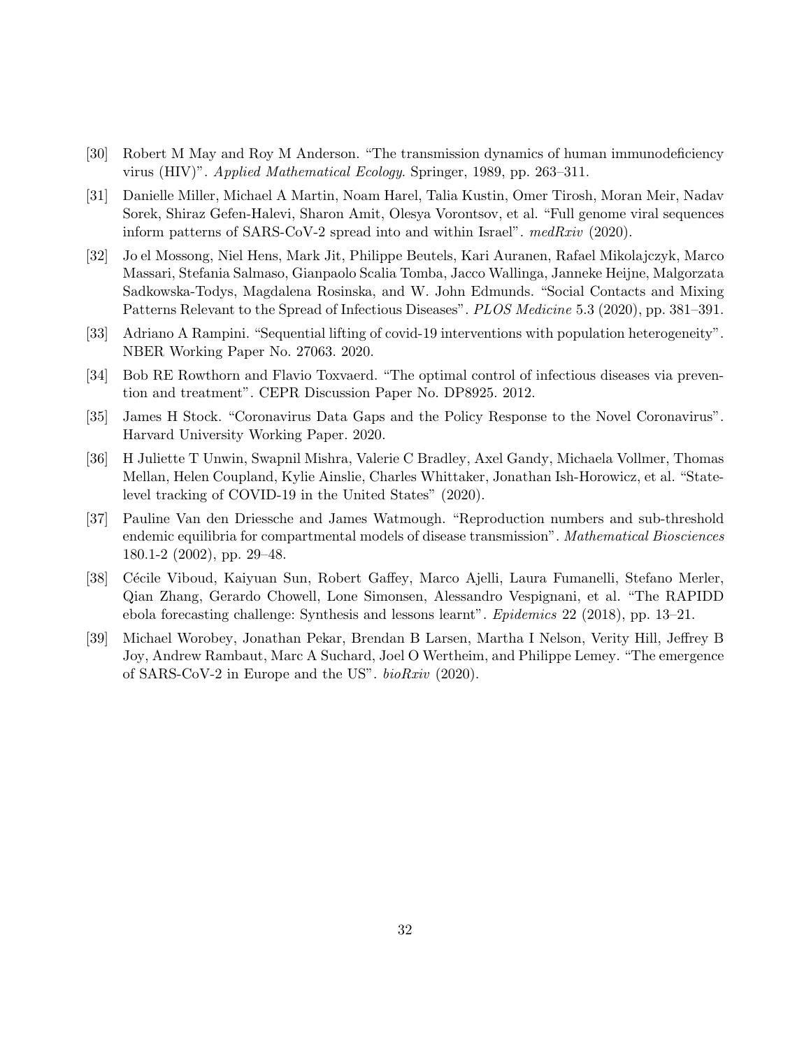[30] Robert M May and Roy M Anderson. "The transmission dynamics of human immunodeficiency virus (HIV)". *Applied Mathematical Ecology*. Springer, 1989, pp. 263–311.

[31] Danielle Miller, Michael A Martin, Noam Harel, Talia Kustin, Omer Tirosh, Moran Meir, Nadav Sorek, Shiraz Gefen-Halevi, Sharon Amit, Olesya Vorontsov, et al. "Full genome viral sequences inform patterns of SARS-CoV-2 spread into and within Israel". *medRxiv* (2020).

[32] Jo el Mossong, Niel Hens, Mark Jit, Philippe Beutels, Kari Auranen, Rafael Mikolajczyk, Marco Massari, Stefania Salmaso, Gianpaolo Scalia Tomba, Jacco Wallinga, Janneke Heijne, Malgorzata Sadkowska-Todys, Magdalena Rosinska, and W. John Edmunds. "Social Contacts and Mixing Patterns Relevant to the Spread of Infectious Diseases". *PLOS Medicine* 5.3 (2020), pp. 381–391.

[33] Adriano A Rampini. "Sequential lifting of covid-19 interventions with population heterogeneity". NBER Working Paper No. 27063. 2020.

[34] Bob RE Rowthorn and Flavio Toxvaerd. "The optimal control of infectious diseases via prevention and treatment". CEPR Discussion Paper No. DP8925. 2012.

[35] James H Stock. "Coronavirus Data Gaps and the Policy Response to the Novel Coronavirus". Harvard University Working Paper. 2020.

[36] H Juliette T Unwin, Swapnil Mishra, Valerie C Bradley, Axel Gandy, Michaela Vollmer, Thomas Mellan, Helen Coupland, Kylie Ainslie, Charles Whittaker, Jonathan Ish-Horowicz, et al. "State-level tracking of COVID-19 in the United States" (2020).

[37] Pauline Van den Driessche and James Watmough. "Reproduction numbers and sub-threshold endemic equilibria for compartmental models of disease transmission". *Mathematical Biosciences* 180.1-2 (2002), pp. 29–48.

[38] Cécile Viboud, Kaiyuan Sun, Robert Gaffey, Marco Ajelli, Laura Fumanelli, Stefano Merler, Qian Zhang, Gerardo Chowell, Lone Simonsen, Alessandro Vespignani, et al. "The RAPIDD ebola forecasting challenge: Synthesis and lessons learnt". *Epidemics* 22 (2018), pp. 13–21.

[39] Michael Worobey, Jonathan Pekar, Brendan B Larsen, Martha I Nelson, Verity Hill, Jeffrey B Joy, Andrew Rambaut, Marc A Suchard, Joel O Wertheim, and Philippe Lemey. "The emergence of SARS-CoV-2 in Europe and the US". *bioRxiv* (2020).